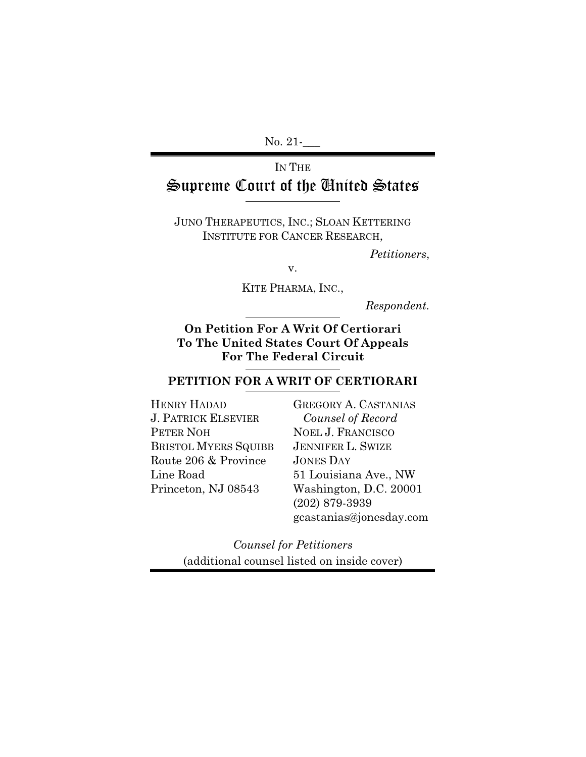No. 21-___

IN THE

# Supreme Court of the United States

JUNO THERAPEUTICS, INC.; SLOAN KETTERING INSTITUTE FOR CANCER RESEARCH,

*Petitioners*,

v.

KITE PHARMA, INC.,

*Respondent.*

**On Petition For A Writ Of Certiorari To The United States Court Of Appeals For The Federal Circuit**

## PETITION FOR A WRIT OF CERTIORARI

HENRY HADAD
J. PATRICK ELSEVIER
PETER NOH
BRISTOL MYERS SQUIBB
Route 206 & Province Line Road
Princeton, NJ 08543

GREGORY A. CASTANIAS
*Counsel of Record*
NOEL J. FRANCISCO
JENNIFER L. SWIZE
JONES DAY
51 Louisiana Ave., NW
Washington, D.C. 20001
(202) 879-3939
gcastanias@jonesday.com

*Counsel for Petitioners*
(additional counsel listed on inside cover)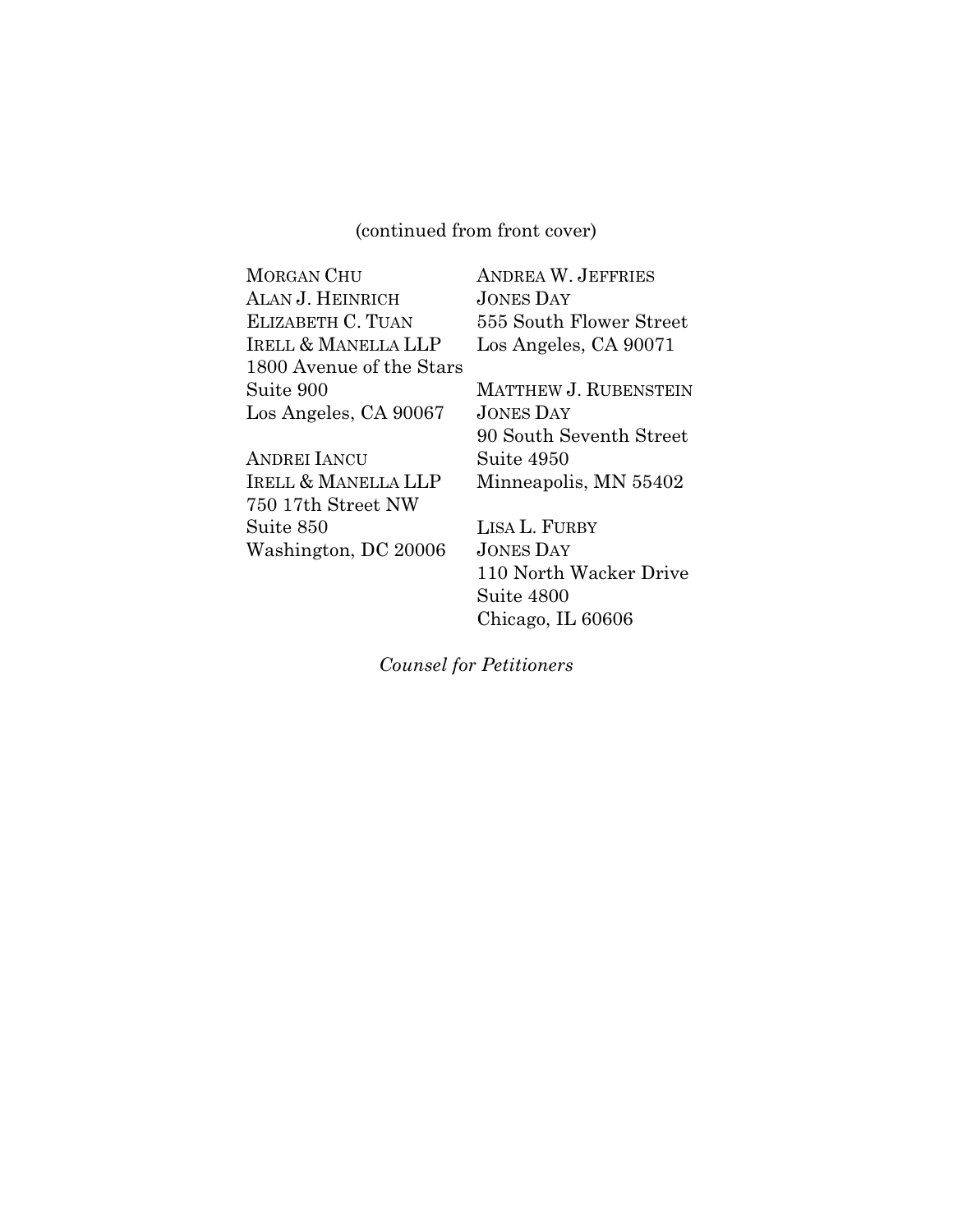(continued from front cover)

MORGAN CHU
ALAN J. HEINRICH
ELIZABETH C. TUAN
IRELL & MANELLA LLP
1800 Avenue of the Stars
Suite 900
Los Angeles, CA 90067

ANDREI IANCU
IRELL & MANELLA LLP
750 17th Street NW
Suite 850
Washington, DC 20006

ANDREA W. JEFFRIES
JONES DAY
555 South Flower Street
Los Angeles, CA 90071

MATTHEW J. RUBENSTEIN
JONES DAY
90 South Seventh Street
Suite 4950
Minneapolis, MN 55402

LISA L. FURBY
JONES DAY
110 North Wacker Drive
Suite 4800
Chicago, IL 60606

*Counsel for Petitioners*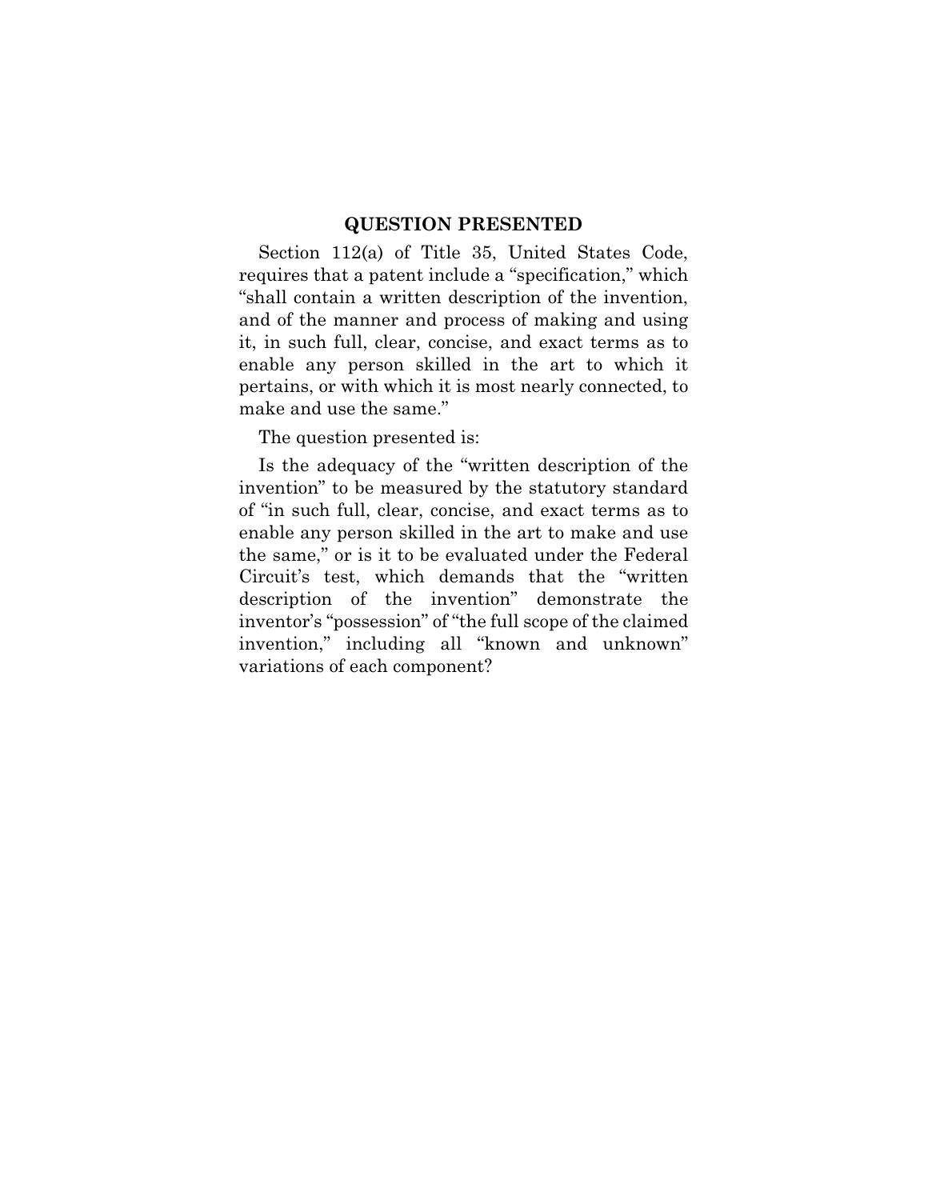## QUESTION PRESENTED

Section 112(a) of Title 35, United States Code, requires that a patent include a "specification," which "shall contain a written description of the invention, and of the manner and process of making and using it, in such full, clear, concise, and exact terms as to enable any person skilled in the art to which it pertains, or with which it is most nearly connected, to make and use the same."

The question presented is:

Is the adequacy of the "written description of the invention" to be measured by the statutory standard of "in such full, clear, concise, and exact terms as to enable any person skilled in the art to make and use the same," or is it to be evaluated under the Federal Circuit's test, which demands that the "written description of the invention" demonstrate the inventor's "possession" of "the full scope of the claimed invention," including all "known and unknown" variations of each component?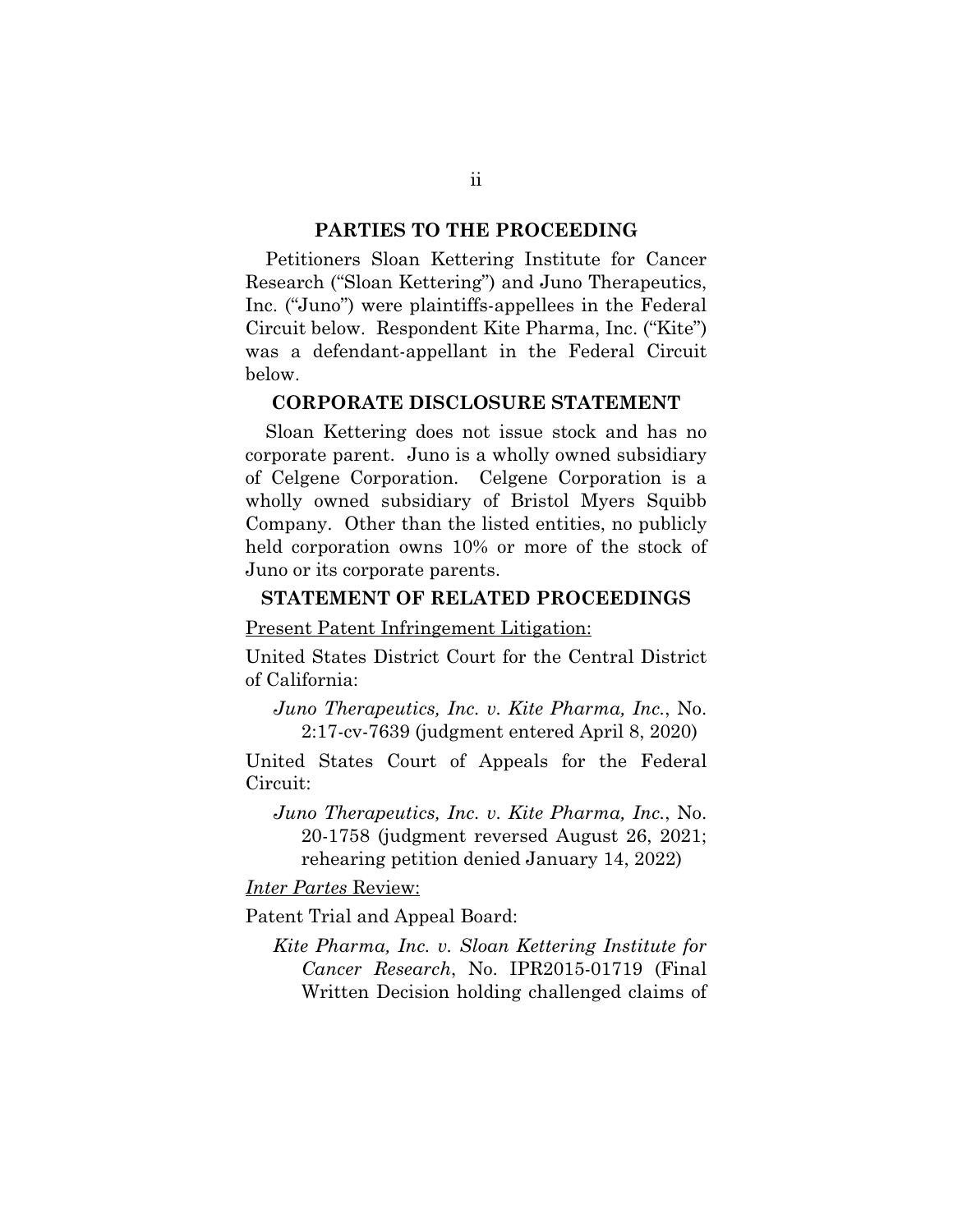## PARTIES TO THE PROCEEDING

Petitioners Sloan Kettering Institute for Cancer Research ("Sloan Kettering") and Juno Therapeutics, Inc. ("Juno") were plaintiffs-appellees in the Federal Circuit below. Respondent Kite Pharma, Inc. ("Kite") was a defendant-appellant in the Federal Circuit below.

## CORPORATE DISCLOSURE STATEMENT

Sloan Kettering does not issue stock and has no corporate parent. Juno is a wholly owned subsidiary of Celgene Corporation. Celgene Corporation is a wholly owned subsidiary of Bristol Myers Squibb Company. Other than the listed entities, no publicly held corporation owns 10% or more of the stock of Juno or its corporate parents.

## STATEMENT OF RELATED PROCEEDINGS

<u>Present Patent Infringement Litigation:</u>

United States District Court for the Central District of California:

> *Juno Therapeutics, Inc. v. Kite Pharma, Inc.*, No. 2:17-cv-7639 (judgment entered April 8, 2020)

United States Court of Appeals for the Federal Circuit:

> *Juno Therapeutics, Inc. v. Kite Pharma, Inc.*, No. 20-1758 (judgment reversed August 26, 2021; rehearing petition denied January 14, 2022)

<u>*Inter Partes* Review:</u>

Patent Trial and Appeal Board:

> *Kite Pharma, Inc. v. Sloan Kettering Institute for Cancer Research*, No. IPR2015-01719 (Final Written Decision holding challenged claims of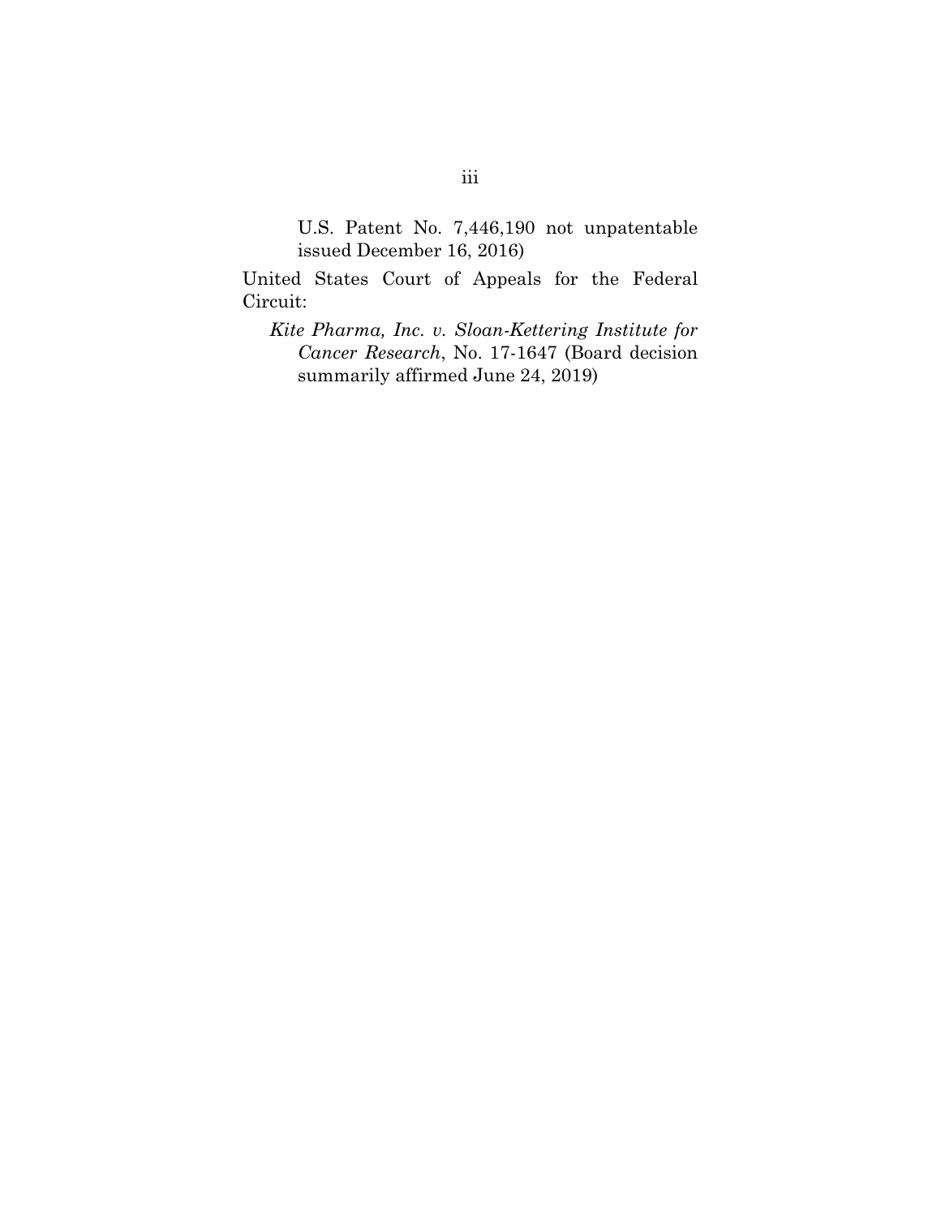U.S. Patent No. 7,446,190 not unpatentable issued December 16, 2016)

United States Court of Appeals for the Federal Circuit:

*Kite Pharma, Inc. v. Sloan-Kettering Institute for Cancer Research*, No. 17-1647 (Board decision summarily affirmed June 24, 2019)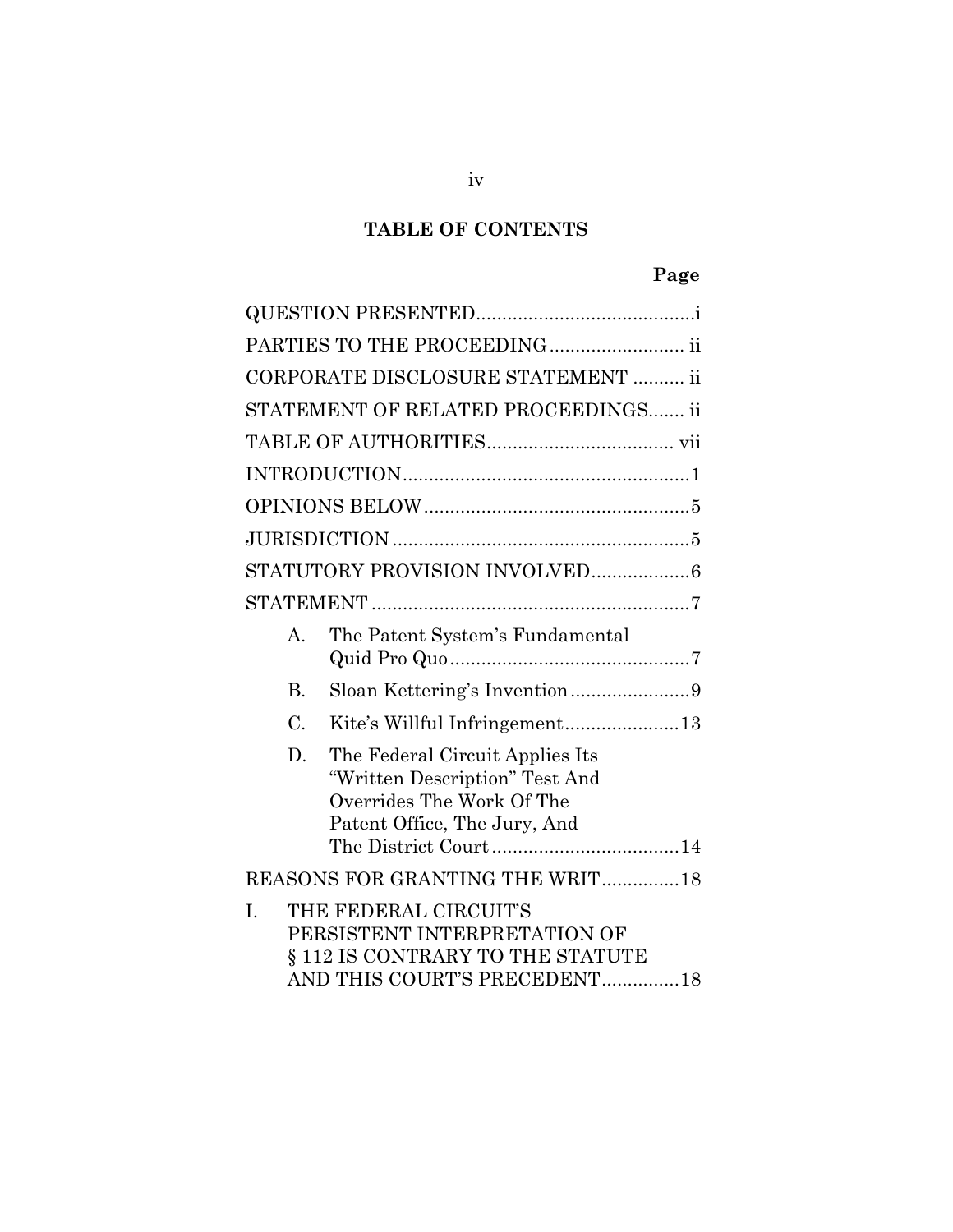# TABLE OF CONTENTS

| | Page |
|---|---|
| QUESTION PRESENTED | i |
| PARTIES TO THE PROCEEDING | ii |
| CORPORATE DISCLOSURE STATEMENT | ii |
| STATEMENT OF RELATED PROCEEDINGS | ii |
| TABLE OF AUTHORITIES | vii |
| INTRODUCTION | 1 |
| OPINIONS BELOW | 5 |
| JURISDICTION | 5 |
| STATUTORY PROVISION INVOLVED | 6 |
| STATEMENT | 7 |
| A. The Patent System's Fundamental Quid Pro Quo | 7 |
| B. Sloan Kettering's Invention | 9 |
| C. Kite's Willful Infringement | 13 |
| D. The Federal Circuit Applies Its "Written Description" Test And Overrides The Work Of The Patent Office, The Jury, And The District Court | 14 |
| REASONS FOR GRANTING THE WRIT | 18 |
| I. THE FEDERAL CIRCUIT'S PERSISTENT INTERPRETATION OF § 112 IS CONTRARY TO THE STATUTE AND THIS COURT'S PRECEDENT | 18 |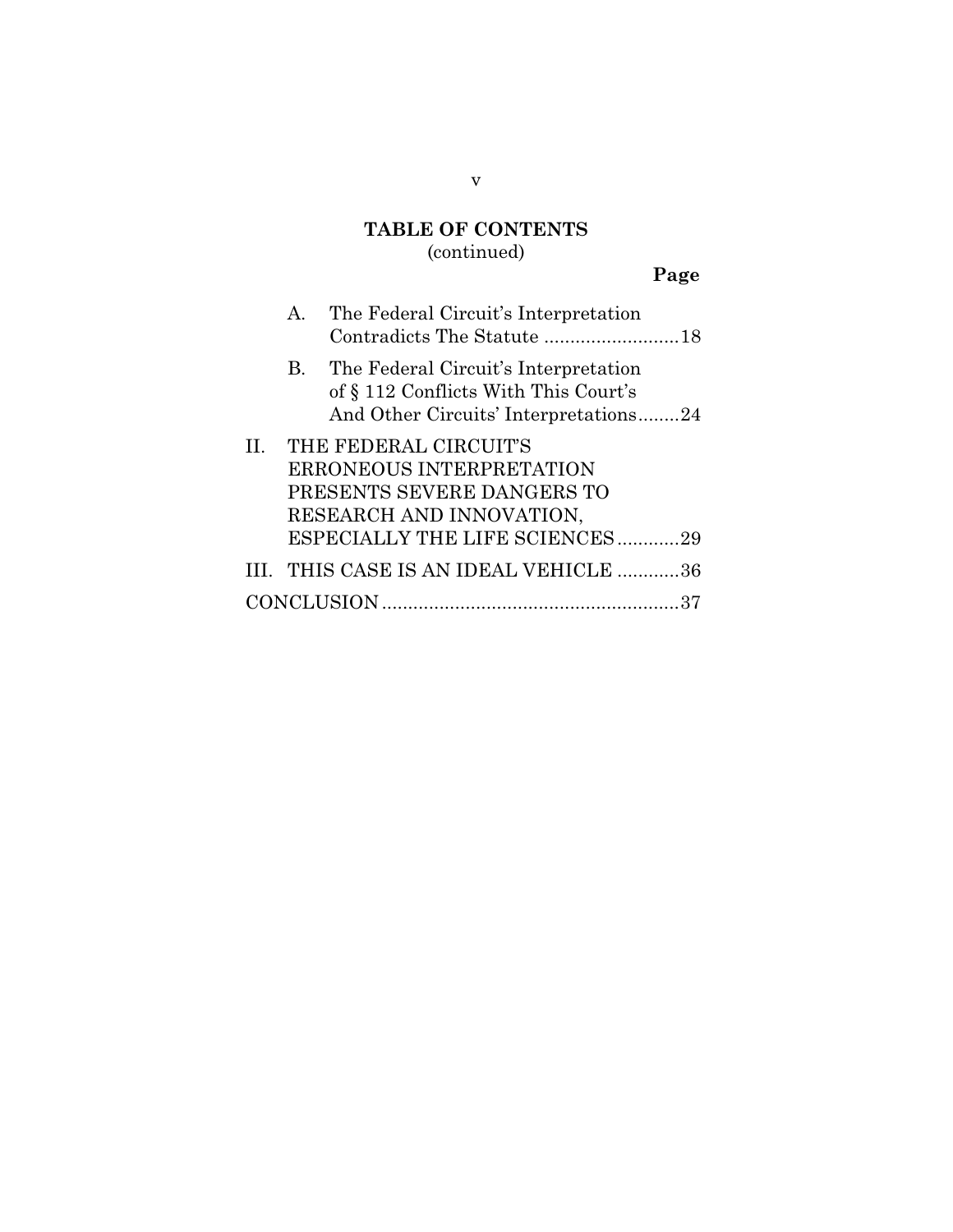**TABLE OF CONTENTS**
(continued)

**Page**

A. The Federal Circuit's Interpretation Contradicts The Statute .......................... 18

B. The Federal Circuit's Interpretation of § 112 Conflicts With This Court's And Other Circuits' Interpretations........ 24

II. THE FEDERAL CIRCUIT'S ERRONEOUS INTERPRETATION PRESENTS SEVERE DANGERS TO RESEARCH AND INNOVATION, ESPECIALLY THE LIFE SCIENCES ............ 29

III. THIS CASE IS AN IDEAL VEHICLE ............ 36

CONCLUSION ......................................................... 37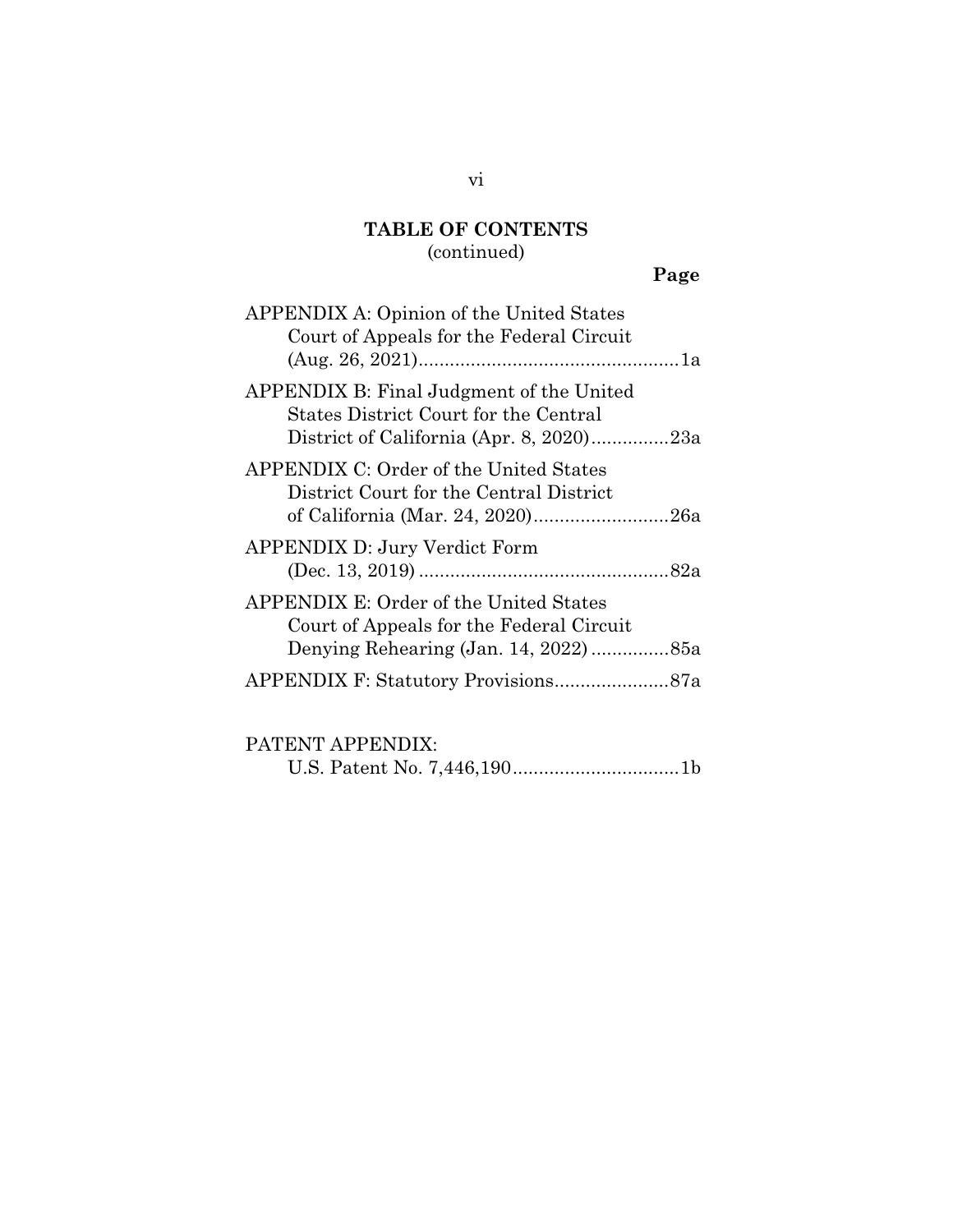# TABLE OF CONTENTS
(continued)

**Page**

APPENDIX A: Opinion of the United States Court of Appeals for the Federal Circuit (Aug. 26, 2021) .................................................. 1a

APPENDIX B: Final Judgment of the United States District Court for the Central District of California (Apr. 8, 2020) ............... 23a

APPENDIX C: Order of the United States District Court for the Central District of California (Mar. 24, 2020) .......................... 26a

APPENDIX D: Jury Verdict Form (Dec. 13, 2019) ................................................ 82a

APPENDIX E: Order of the United States Court of Appeals for the Federal Circuit Denying Rehearing (Jan. 14, 2022) ............... 85a

APPENDIX F: Statutory Provisions ...................... 87a

PATENT APPENDIX:
U.S. Patent No. 7,446,190 ................................ 1b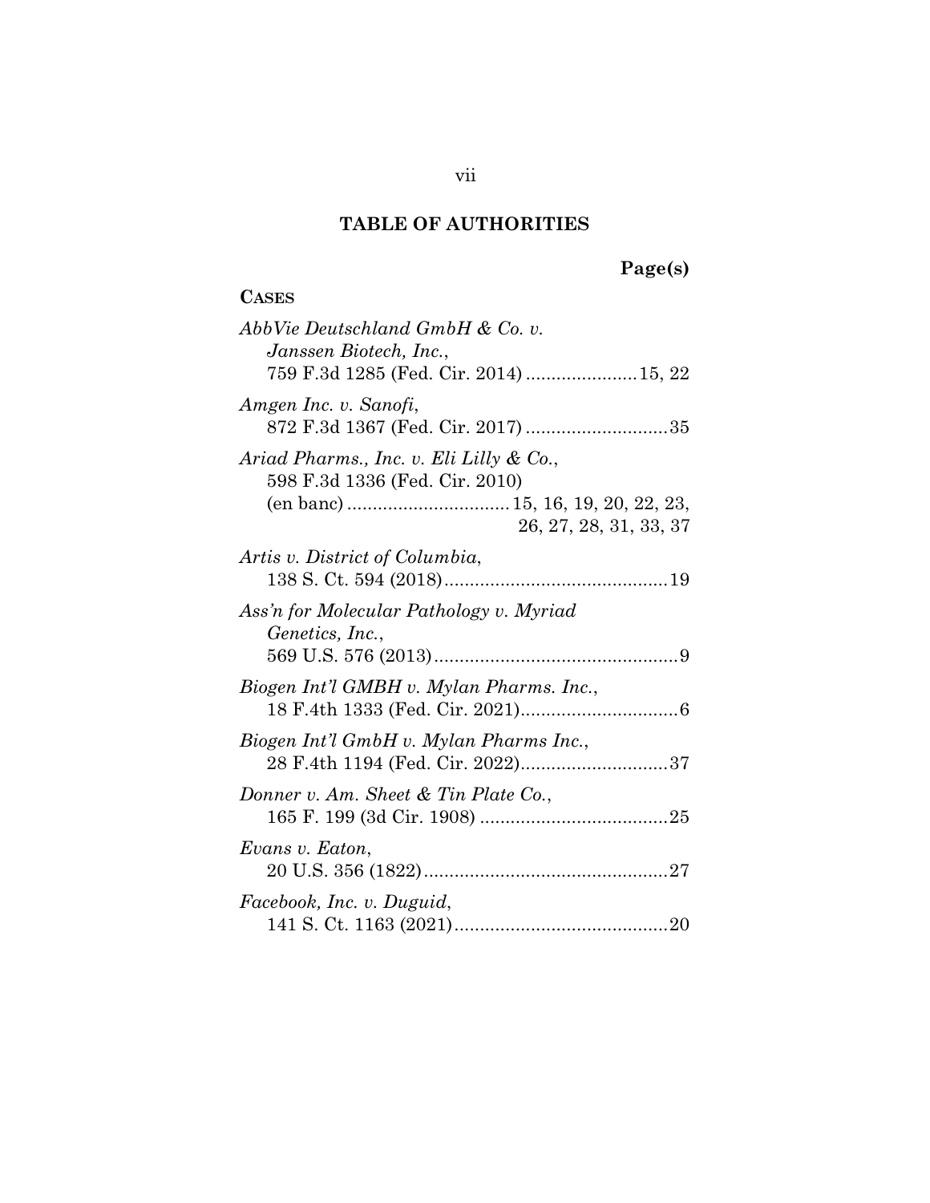## TABLE OF AUTHORITIES

**Page(s)**

**CASES**

*AbbVie Deutschland GmbH & Co. v. Janssen Biotech, Inc.*, 759 F.3d 1285 (Fed. Cir. 2014) ...................... 15, 22

*Amgen Inc. v. Sanofi*, 872 F.3d 1367 (Fed. Cir. 2017) ............................ 35

*Ariad Pharms., Inc. v. Eli Lilly & Co.*, 598 F.3d 1336 (Fed. Cir. 2010) (en banc) ................................ 15, 16, 19, 20, 22, 23, 26, 27, 28, 31, 33, 37

*Artis v. District of Columbia*, 138 S. Ct. 594 (2018)............................................ 19

*Ass'n for Molecular Pathology v. Myriad Genetics, Inc.*, 569 U.S. 576 (2013)................................................ 9

*Biogen Int'l GMBH v. Mylan Pharms. Inc.*, 18 F.4th 1333 (Fed. Cir. 2021)............................... 6

*Biogen Int'l GmbH v. Mylan Pharms Inc.*, 28 F.4th 1194 (Fed. Cir. 2022)............................. 37

*Donner v. Am. Sheet & Tin Plate Co.*, 165 F. 199 (3d Cir. 1908) ..................................... 25

*Evans v. Eaton*, 20 U.S. 356 (1822)................................................ 27

*Facebook, Inc. v. Duguid*, 141 S. Ct. 1163 (2021).......................................... 20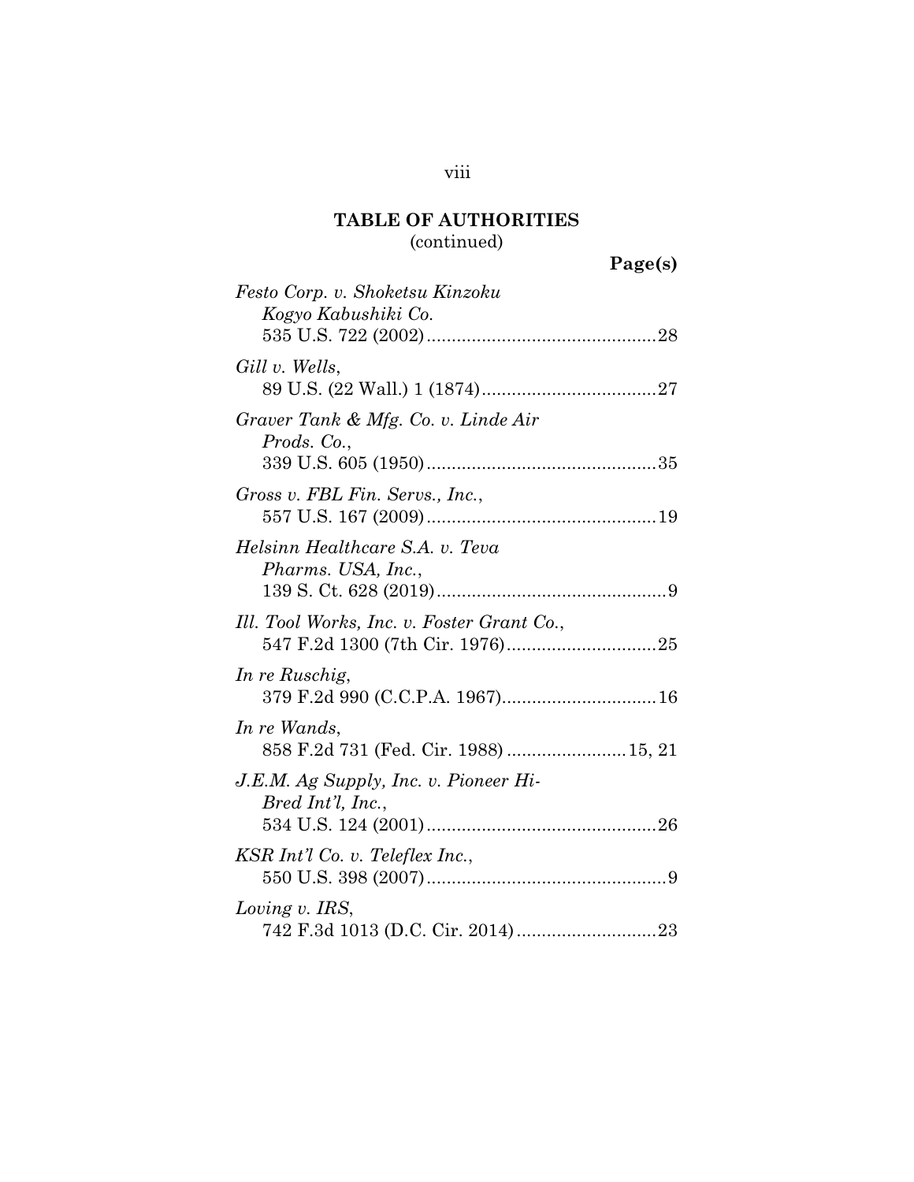**TABLE OF AUTHORITIES**
(continued)

**Page(s)**

*Festo Corp. v. Shoketsu Kinzoku Kogyo Kabushiki Co.*
535 U.S. 722 (2002).............................................28

*Gill v. Wells*,
89 U.S. (22 Wall.) 1 (1874)...................................27

*Graver Tank & Mfg. Co. v. Linde Air Prods. Co.*,
339 U.S. 605 (1950).............................................35

*Gross v. FBL Fin. Servs., Inc.*,
557 U.S. 167 (2009).............................................19

*Helsinn Healthcare S.A. v. Teva Pharms. USA, Inc.*,
139 S. Ct. 628 (2019)..............................................9

*Ill. Tool Works, Inc. v. Foster Grant Co.*,
547 F.2d 1300 (7th Cir. 1976)..............................25

*In re Ruschig*,
379 F.2d 990 (C.C.P.A. 1967)...............................16

*In re Wands*,
858 F.2d 731 (Fed. Cir. 1988) ........................15, 21

*J.E.M. Ag Supply, Inc. v. Pioneer Hi-Bred Int'l, Inc.*,
534 U.S. 124 (2001).............................................26

*KSR Int'l Co. v. Teleflex Inc.*,
550 U.S. 398 (2007)................................................9

*Loving v. IRS*,
742 F.3d 1013 (D.C. Cir. 2014)............................23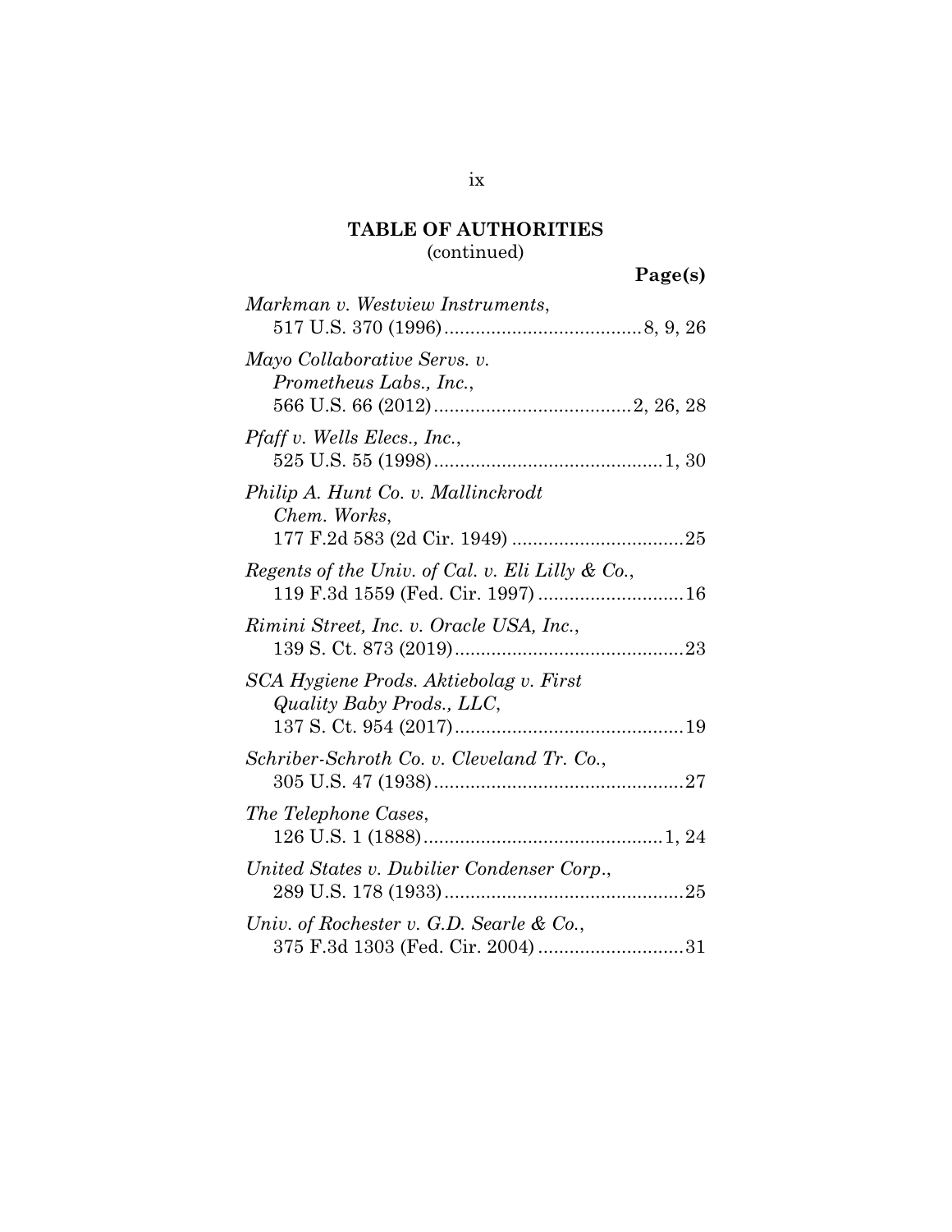**TABLE OF AUTHORITIES**
(continued)

**Page(s)**

*Markman v. Westview Instruments*,
517 U.S. 370 (1996) ....................................... 8, 9, 26

*Mayo Collaborative Servs. v. Prometheus Labs., Inc.*,
566 U.S. 66 (2012) ....................................... 2, 26, 28

*Pfaff v. Wells Elecs., Inc.*,
525 U.S. 55 (1998) ............................................. 1, 30

*Philip A. Hunt Co. v. Mallinckrodt Chem. Works*,
177 F.2d 583 (2d Cir. 1949) .................................. 25

*Regents of the Univ. of Cal. v. Eli Lilly & Co.*,
119 F.3d 1559 (Fed. Cir. 1997) ............................ 16

*Rimini Street, Inc. v. Oracle USA, Inc.*,
139 S. Ct. 873 (2019) ............................................. 23

*SCA Hygiene Prods. Aktiebolag v. First Quality Baby Prods., LLC*,
137 S. Ct. 954 (2017) ............................................. 19

*Schriber-Schroth Co. v. Cleveland Tr. Co.*,
305 U.S. 47 (1938) ................................................. 27

*The Telephone Cases*,
126 U.S. 1 (1888) ............................................... 1, 24

*United States v. Dubilier Condenser Corp.*,
289 U.S. 178 (1933) ............................................... 25

*Univ. of Rochester v. G.D. Searle & Co.*,
375 F.3d 1303 (Fed. Cir. 2004) ............................ 31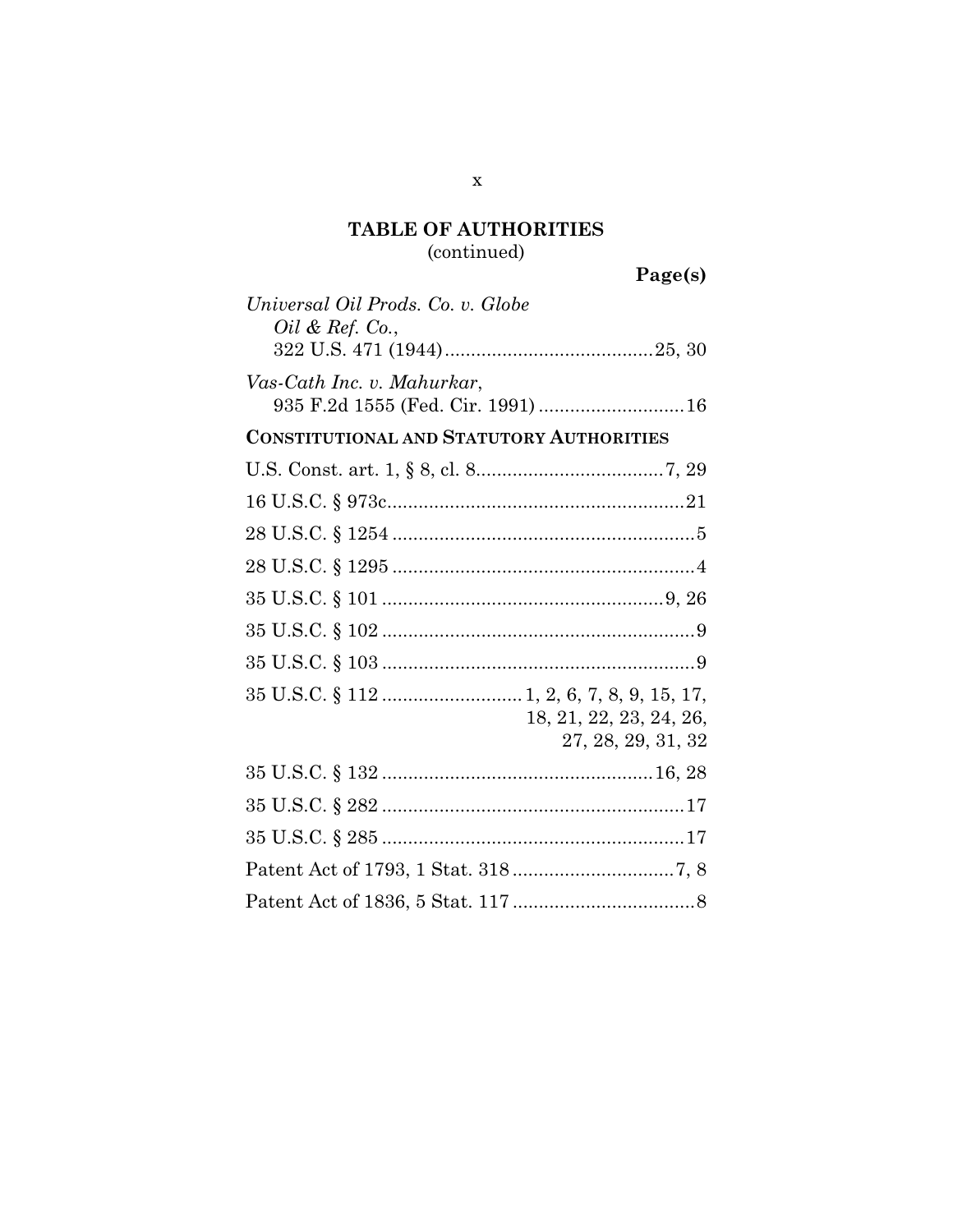# TABLE OF AUTHORITIES
(continued)

**Page(s)**

*Universal Oil Prods. Co. v. Globe Oil & Ref. Co.*,
322 U.S. 471 (1944) .......................................25, 30

*Vas-Cath Inc. v. Mahurkar*,
935 F.2d 1555 (Fed. Cir. 1991) ...........................16

**CONSTITUTIONAL AND STATUTORY AUTHORITIES**

U.S. Const. art. 1, § 8, cl. 8....................................7, 29

16 U.S.C. § 973c.........................................................21

28 U.S.C. § 1254 ..........................................................5

28 U.S.C. § 1295 ..........................................................4

35 U.S.C. § 101 .....................................................9, 26

35 U.S.C. § 102 ............................................................9

35 U.S.C. § 103 ............................................................9

35 U.S.C. § 112 ..........................1, 2, 6, 7, 8, 9, 15, 17, 18, 21, 22, 23, 24, 26, 27, 28, 29, 31, 32

35 U.S.C. § 132 ....................................................16, 28

35 U.S.C. § 282 ..........................................................17

35 U.S.C. § 285 ..........................................................17

Patent Act of 1793, 1 Stat. 318 ...............................7, 8

Patent Act of 1836, 5 Stat. 117 ..................................8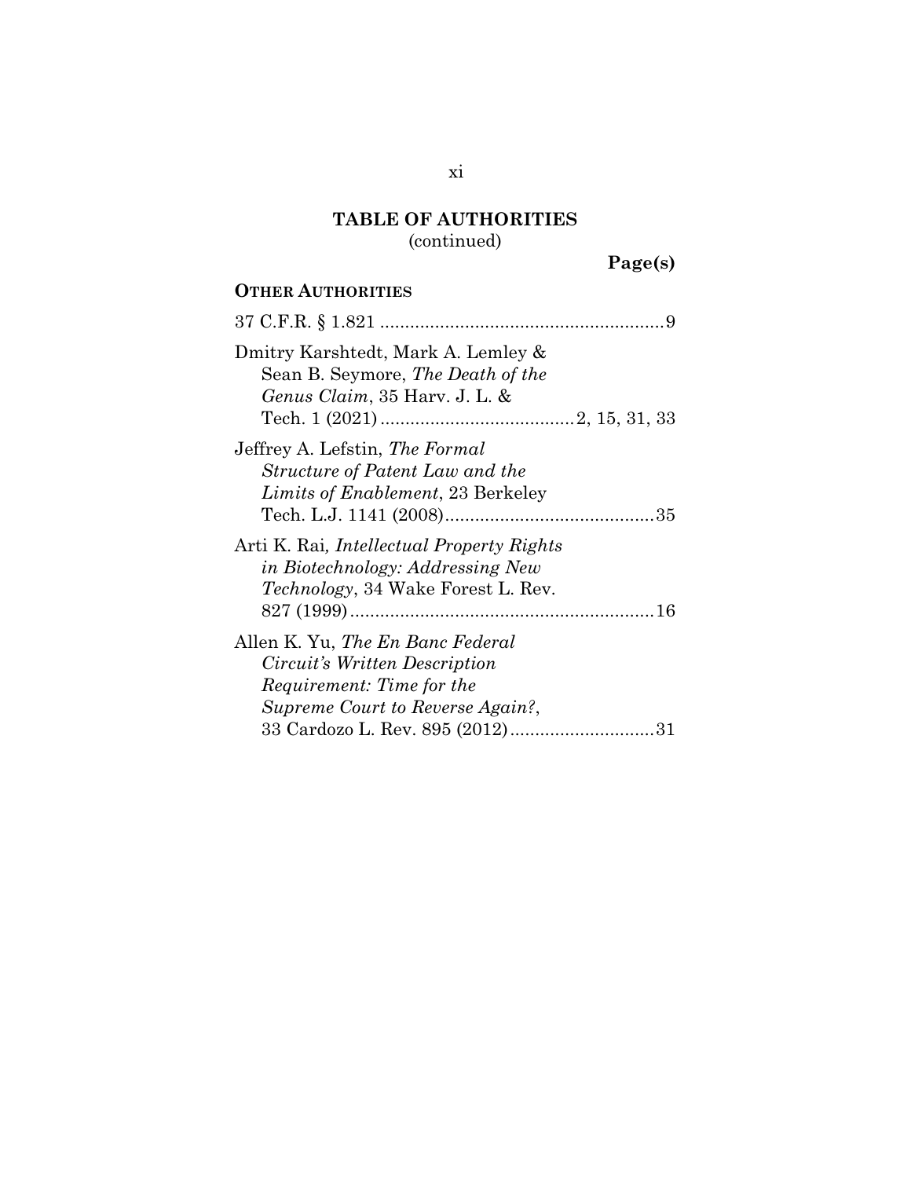## TABLE OF AUTHORITIES
(continued)

**Page(s)**

**OTHER AUTHORITIES**

37 C.F.R. § 1.821 ........................................................9

Dmitry Karshtedt, Mark A. Lemley & Sean B. Seymore, *The Death of the Genus Claim*, 35 Harv. J. L. & Tech. 1 (2021) ......................................2, 15, 31, 33

Jeffrey A. Lefstin, *The Formal Structure of Patent Law and the Limits of Enablement*, 23 Berkeley Tech. L.J. 1141 (2008)..........................................35

Arti K. Rai, *Intellectual Property Rights in Biotechnology: Addressing New Technology*, 34 Wake Forest L. Rev. 827 (1999).............................................................16

Allen K. Yu, *The En Banc Federal Circuit's Written Description Requirement: Time for the Supreme Court to Reverse Again?*, 33 Cardozo L. Rev. 895 (2012)............................31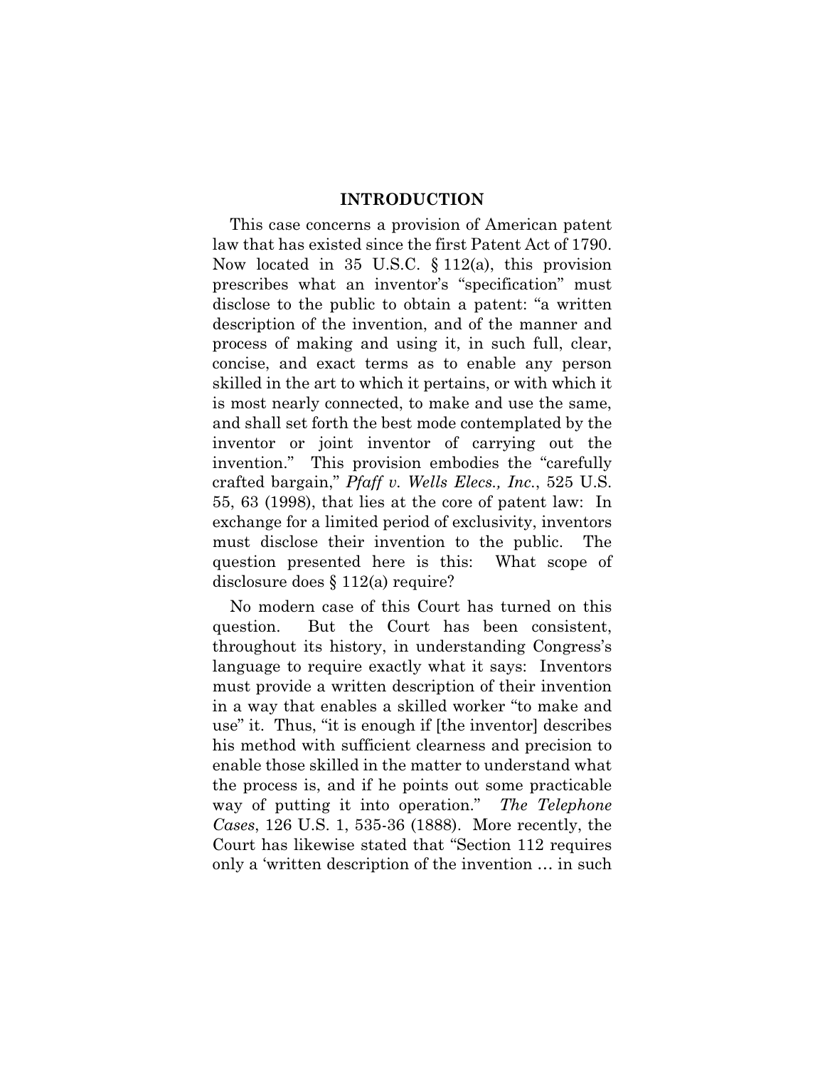## INTRODUCTION

This case concerns a provision of American patent law that has existed since the first Patent Act of 1790. Now located in 35 U.S.C. § 112(a), this provision prescribes what an inventor's "specification" must disclose to the public to obtain a patent: "a written description of the invention, and of the manner and process of making and using it, in such full, clear, concise, and exact terms as to enable any person skilled in the art to which it pertains, or with which it is most nearly connected, to make and use the same, and shall set forth the best mode contemplated by the inventor or joint inventor of carrying out the invention." This provision embodies the "carefully crafted bargain," *Pfaff v. Wells Elecs., Inc.*, 525 U.S. 55, 63 (1998), that lies at the core of patent law: In exchange for a limited period of exclusivity, inventors must disclose their invention to the public. The question presented here is this: What scope of disclosure does § 112(a) require?

No modern case of this Court has turned on this question. But the Court has been consistent, throughout its history, in understanding Congress's language to require exactly what it says: Inventors must provide a written description of their invention in a way that enables a skilled worker "to make and use" it. Thus, "it is enough if [the inventor] describes his method with sufficient clearness and precision to enable those skilled in the matter to understand what the process is, and if he points out some practicable way of putting it into operation." *The Telephone Cases*, 126 U.S. 1, 535-36 (1888). More recently, the Court has likewise stated that "Section 112 requires only a 'written description of the invention … in such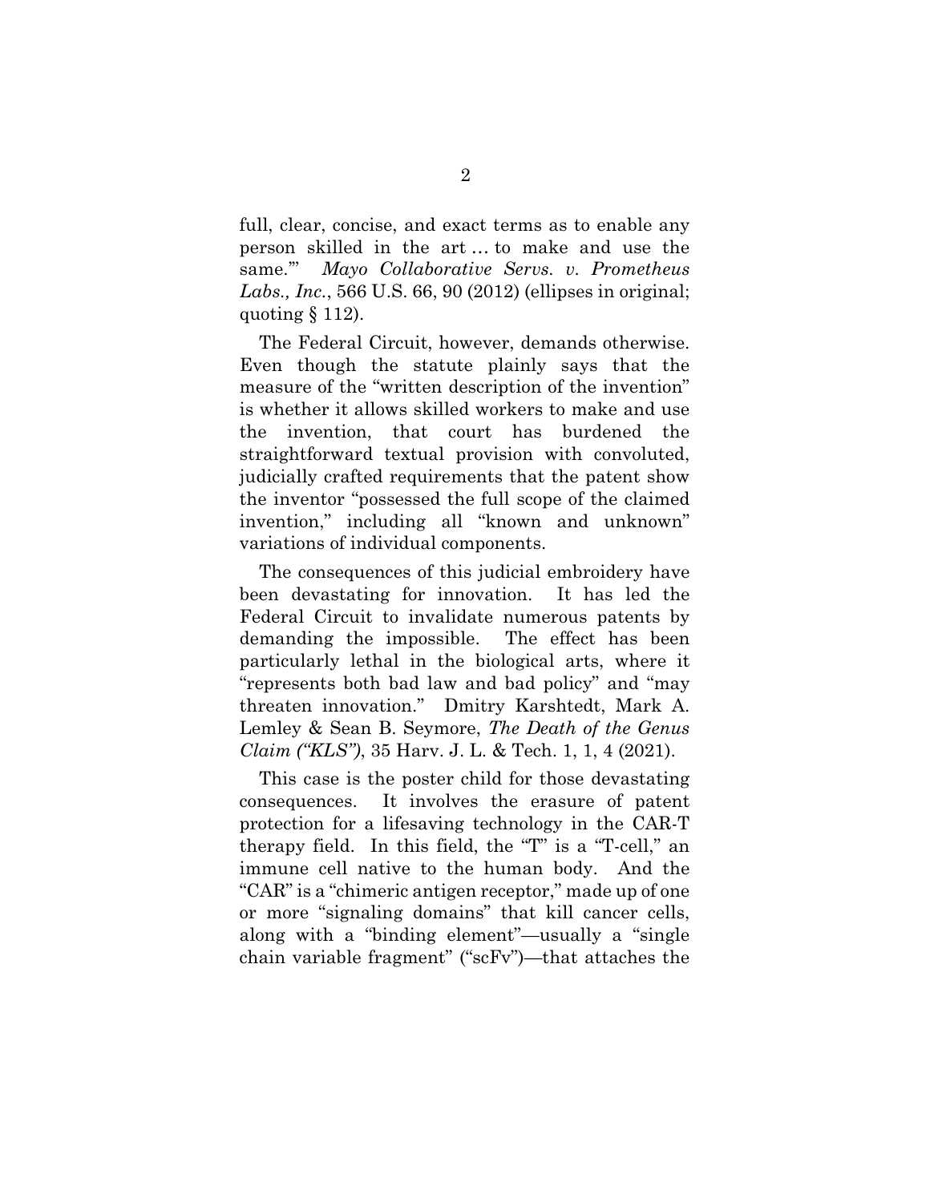full, clear, concise, and exact terms as to enable any person skilled in the art … to make and use the same.'" *Mayo Collaborative Servs. v. Prometheus Labs., Inc.*, 566 U.S. 66, 90 (2012) (ellipses in original; quoting § 112).

The Federal Circuit, however, demands otherwise. Even though the statute plainly says that the measure of the "written description of the invention" is whether it allows skilled workers to make and use the invention, that court has burdened the straightforward textual provision with convoluted, judicially crafted requirements that the patent show the inventor "possessed the full scope of the claimed invention," including all "known and unknown" variations of individual components.

The consequences of this judicial embroidery have been devastating for innovation. It has led the Federal Circuit to invalidate numerous patents by demanding the impossible. The effect has been particularly lethal in the biological arts, where it "represents both bad law and bad policy" and "may threaten innovation." Dmitry Karshtedt, Mark A. Lemley & Sean B. Seymore, *The Death of the Genus Claim ("KLS")*, 35 Harv. J. L. & Tech. 1, 1, 4 (2021).

This case is the poster child for those devastating consequences. It involves the erasure of patent protection for a lifesaving technology in the CAR-T therapy field. In this field, the "T" is a "T-cell," an immune cell native to the human body. And the "CAR" is a "chimeric antigen receptor," made up of one or more "signaling domains" that kill cancer cells, along with a "binding element"—usually a "single chain variable fragment" ("scFv")—that attaches the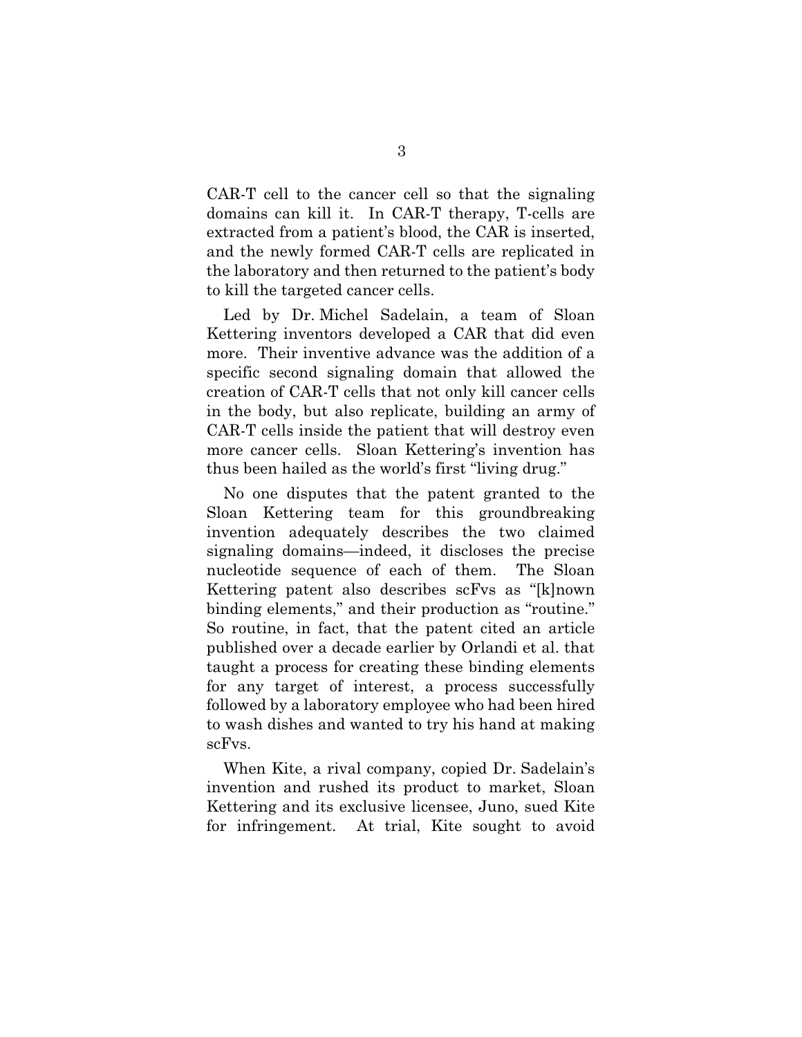CAR-T cell to the cancer cell so that the signaling domains can kill it. In CAR-T therapy, T-cells are extracted from a patient's blood, the CAR is inserted, and the newly formed CAR-T cells are replicated in the laboratory and then returned to the patient's body to kill the targeted cancer cells.

Led by Dr. Michel Sadelain, a team of Sloan Kettering inventors developed a CAR that did even more. Their inventive advance was the addition of a specific second signaling domain that allowed the creation of CAR-T cells that not only kill cancer cells in the body, but also replicate, building an army of CAR-T cells inside the patient that will destroy even more cancer cells. Sloan Kettering's invention has thus been hailed as the world's first "living drug."

No one disputes that the patent granted to the Sloan Kettering team for this groundbreaking invention adequately describes the two claimed signaling domains—indeed, it discloses the precise nucleotide sequence of each of them. The Sloan Kettering patent also describes scFvs as "[k]nown binding elements," and their production as "routine." So routine, in fact, that the patent cited an article published over a decade earlier by Orlandi et al. that taught a process for creating these binding elements for any target of interest, a process successfully followed by a laboratory employee who had been hired to wash dishes and wanted to try his hand at making scFvs.

When Kite, a rival company, copied Dr. Sadelain's invention and rushed its product to market, Sloan Kettering and its exclusive licensee, Juno, sued Kite for infringement. At trial, Kite sought to avoid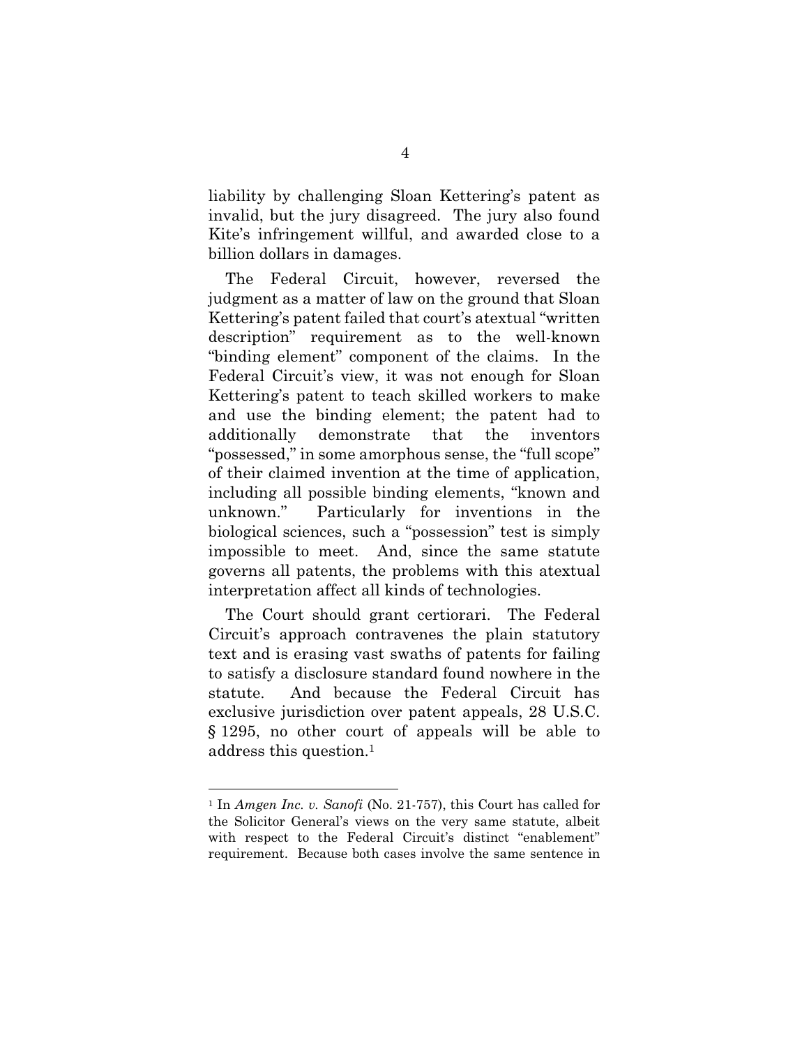liability by challenging Sloan Kettering's patent as invalid, but the jury disagreed. The jury also found Kite's infringement willful, and awarded close to a billion dollars in damages.

The Federal Circuit, however, reversed the judgment as a matter of law on the ground that Sloan Kettering's patent failed that court's atextual "written description" requirement as to the well-known "binding element" component of the claims. In the Federal Circuit's view, it was not enough for Sloan Kettering's patent to teach skilled workers to make and use the binding element; the patent had to additionally demonstrate that the inventors "possessed," in some amorphous sense, the "full scope" of their claimed invention at the time of application, including all possible binding elements, "known and unknown." Particularly for inventions in the biological sciences, such a "possession" test is simply impossible to meet. And, since the same statute governs all patents, the problems with this atextual interpretation affect all kinds of technologies.

The Court should grant certiorari. The Federal Circuit's approach contravenes the plain statutory text and is erasing vast swaths of patents for failing to satisfy a disclosure standard found nowhere in the statute. And because the Federal Circuit has exclusive jurisdiction over patent appeals, 28 U.S.C. § 1295, no other court of appeals will be able to address this question.[1]

---

[1] In *Amgen Inc. v. Sanofi* (No. 21-757), this Court has called for the Solicitor General's views on the very same statute, albeit with respect to the Federal Circuit's distinct "enablement" requirement. Because both cases involve the same sentence in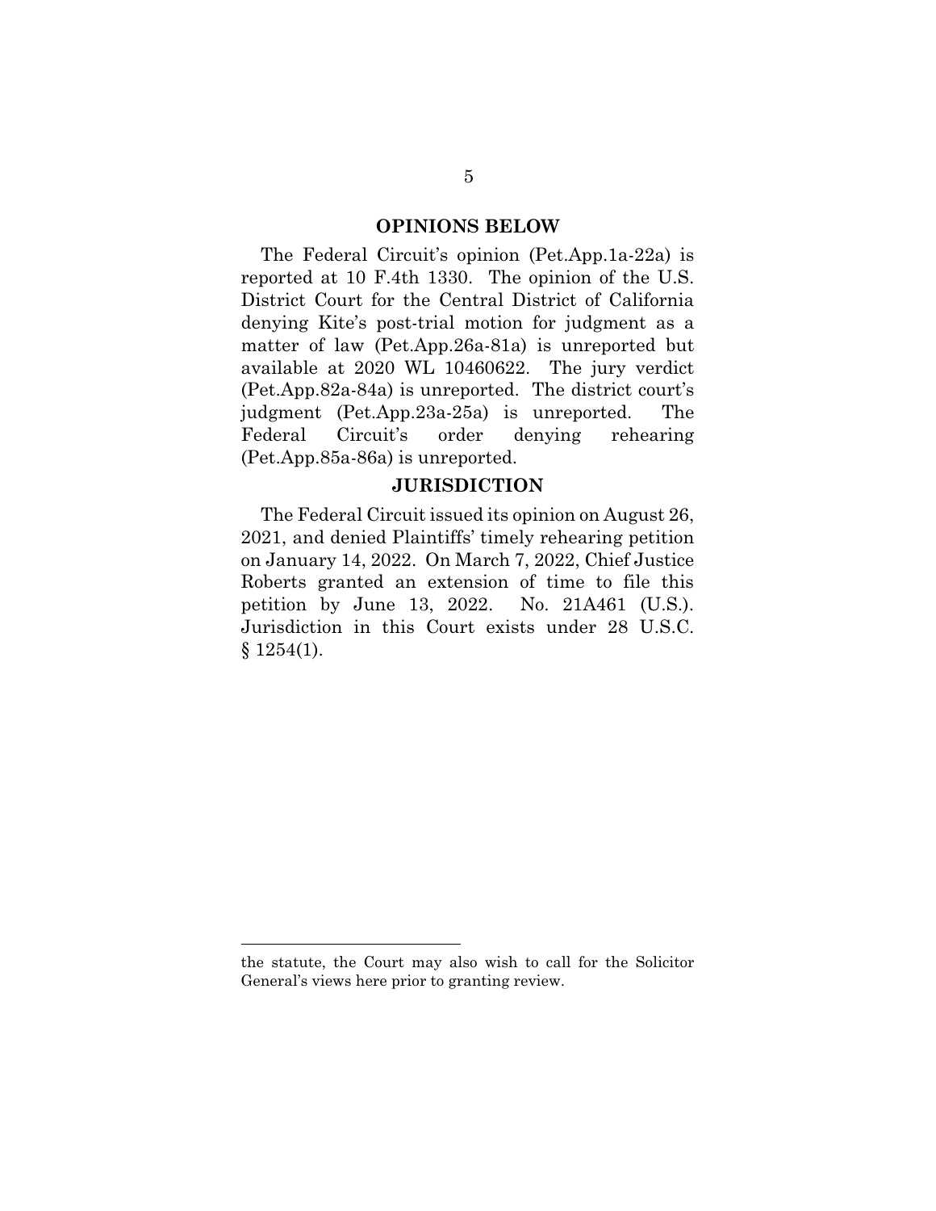## OPINIONS BELOW

The Federal Circuit's opinion (Pet.App.1a-22a) is reported at 10 F.4th 1330. The opinion of the U.S. District Court for the Central District of California denying Kite's post-trial motion for judgment as a matter of law (Pet.App.26a-81a) is unreported but available at 2020 WL 10460622. The jury verdict (Pet.App.82a-84a) is unreported. The district court's judgment (Pet.App.23a-25a) is unreported. The Federal Circuit's order denying rehearing (Pet.App.85a-86a) is unreported.

## JURISDICTION

The Federal Circuit issued its opinion on August 26, 2021, and denied Plaintiffs' timely rehearing petition on January 14, 2022. On March 7, 2022, Chief Justice Roberts granted an extension of time to file this petition by June 13, 2022. No. 21A461 (U.S.). Jurisdiction in this Court exists under 28 U.S.C. § 1254(1).

---

the statute, the Court may also wish to call for the Solicitor General's views here prior to granting review.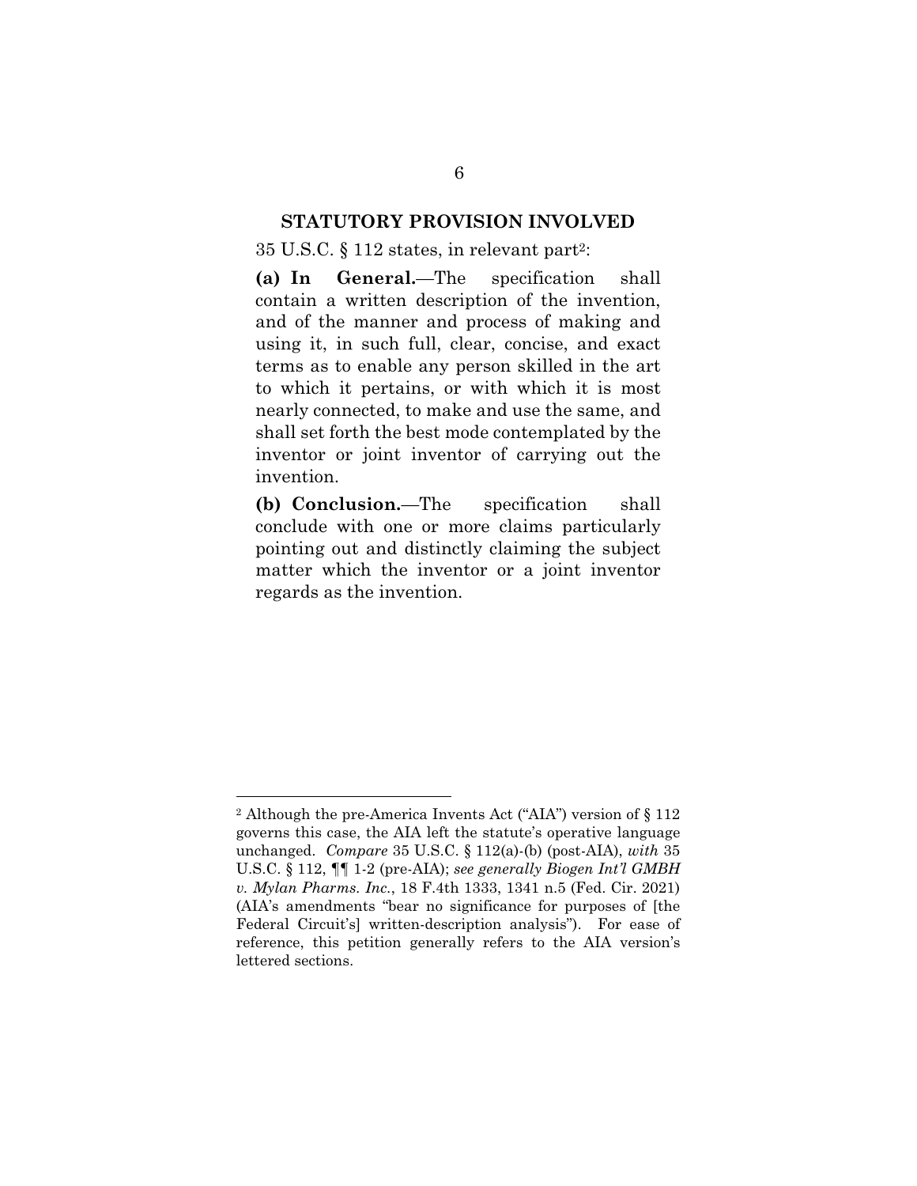## STATUTORY PROVISION INVOLVED

35 U.S.C. § 112 states, in relevant part[2]:

> **(a) In General.**—The specification shall contain a written description of the invention, and of the manner and process of making and using it, in such full, clear, concise, and exact terms as to enable any person skilled in the art to which it pertains, or with which it is most nearly connected, to make and use the same, and shall set forth the best mode contemplated by the inventor or joint inventor of carrying out the invention.
>
> **(b) Conclusion.**—The specification shall conclude with one or more claims particularly pointing out and distinctly claiming the subject matter which the inventor or a joint inventor regards as the invention.

---

[2] Although the pre-America Invents Act ("AIA") version of § 112 governs this case, the AIA left the statute's operative language unchanged. *Compare* 35 U.S.C. § 112(a)-(b) (post-AIA), *with* 35 U.S.C. § 112, ¶¶ 1-2 (pre-AIA); *see generally Biogen Int'l GMBH v. Mylan Pharms. Inc.*, 18 F.4th 1333, 1341 n.5 (Fed. Cir. 2021) (AIA's amendments "bear no significance for purposes of [the Federal Circuit's] written-description analysis"). For ease of reference, this petition generally refers to the AIA version's lettered sections.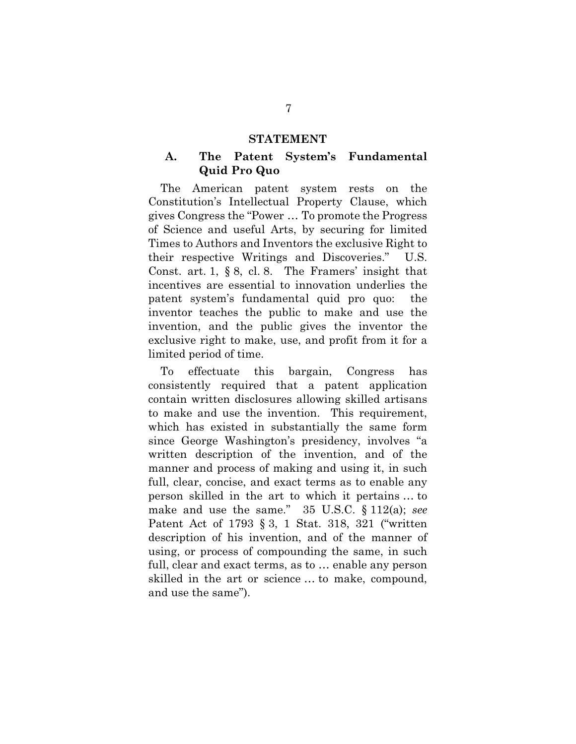## STATEMENT

### A. The Patent System's Fundamental Quid Pro Quo

The American patent system rests on the Constitution's Intellectual Property Clause, which gives Congress the "Power … To promote the Progress of Science and useful Arts, by securing for limited Times to Authors and Inventors the exclusive Right to their respective Writings and Discoveries." U.S. Const. art. 1, § 8, cl. 8. The Framers' insight that incentives are essential to innovation underlies the patent system's fundamental quid pro quo: the inventor teaches the public to make and use the invention, and the public gives the inventor the exclusive right to make, use, and profit from it for a limited period of time.

To effectuate this bargain, Congress has consistently required that a patent application contain written disclosures allowing skilled artisans to make and use the invention. This requirement, which has existed in substantially the same form since George Washington's presidency, involves "a written description of the invention, and of the manner and process of making and using it, in such full, clear, concise, and exact terms as to enable any person skilled in the art to which it pertains … to make and use the same." 35 U.S.C. § 112(a); *see* Patent Act of 1793 § 3, 1 Stat. 318, 321 ("written description of his invention, and of the manner of using, or process of compounding the same, in such full, clear and exact terms, as to … enable any person skilled in the art or science … to make, compound, and use the same").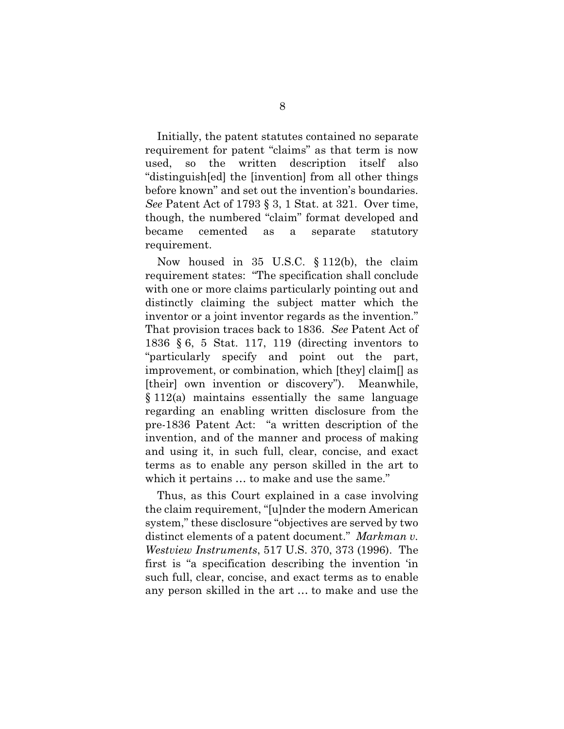Initially, the patent statutes contained no separate requirement for patent "claims" as that term is now used, so the written description itself also "distinguish[ed] the [invention] from all other things before known" and set out the invention's boundaries. *See* Patent Act of 1793 § 3, 1 Stat. at 321. Over time, though, the numbered "claim" format developed and became cemented as a separate statutory requirement.

Now housed in 35 U.S.C. § 112(b), the claim requirement states: "The specification shall conclude with one or more claims particularly pointing out and distinctly claiming the subject matter which the inventor or a joint inventor regards as the invention." That provision traces back to 1836. *See* Patent Act of 1836 § 6, 5 Stat. 117, 119 (directing inventors to "particularly specify and point out the part, improvement, or combination, which [they] claim[] as [their] own invention or discovery"). Meanwhile, § 112(a) maintains essentially the same language regarding an enabling written disclosure from the pre-1836 Patent Act: "a written description of the invention, and of the manner and process of making and using it, in such full, clear, concise, and exact terms as to enable any person skilled in the art to which it pertains … to make and use the same."

Thus, as this Court explained in a case involving the claim requirement, "[u]nder the modern American system," these disclosure "objectives are served by two distinct elements of a patent document." *Markman v. Westview Instruments*, 517 U.S. 370, 373 (1996). The first is "a specification describing the invention 'in such full, clear, concise, and exact terms as to enable any person skilled in the art … to make and use the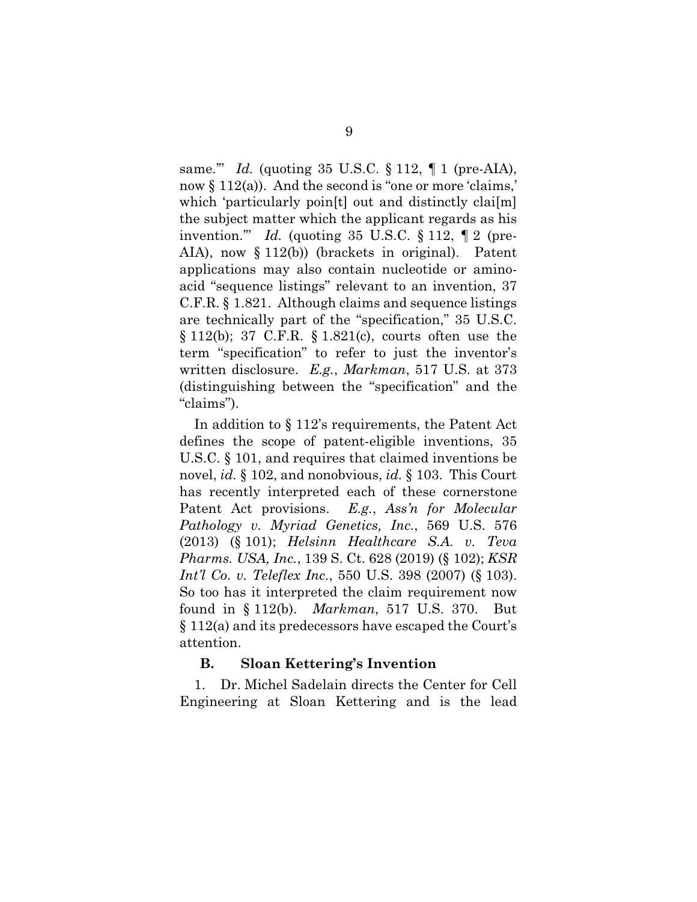same.'" *Id.* (quoting 35 U.S.C. § 112, ¶ 1 (pre-AIA), now § 112(a)). And the second is "one or more 'claims,' which 'particularly poin[t] out and distinctly clai[m] the subject matter which the applicant regards as his invention.'" *Id.* (quoting 35 U.S.C. § 112, ¶ 2 (pre-AIA), now § 112(b)) (brackets in original). Patent applications may also contain nucleotide or amino-acid "sequence listings" relevant to an invention, 37 C.F.R. § 1.821. Although claims and sequence listings are technically part of the "specification," 35 U.S.C. § 112(b); 37 C.F.R. § 1.821(c), courts often use the term "specification" to refer to just the inventor's written disclosure. *E.g.*, *Markman*, 517 U.S. at 373 (distinguishing between the "specification" and the "claims").

In addition to § 112's requirements, the Patent Act defines the scope of patent-eligible inventions, 35 U.S.C. § 101, and requires that claimed inventions be novel, *id.* § 102, and nonobvious, *id.* § 103. This Court has recently interpreted each of these cornerstone Patent Act provisions. *E.g.*, *Ass'n for Molecular Pathology v. Myriad Genetics, Inc.*, 569 U.S. 576 (2013) (§ 101); *Helsinn Healthcare S.A. v. Teva Pharms. USA, Inc.*, 139 S. Ct. 628 (2019) (§ 102); *KSR Int'l Co. v. Teleflex Inc.*, 550 U.S. 398 (2007) (§ 103). So too has it interpreted the claim requirement now found in § 112(b). *Markman*, 517 U.S. 370. But § 112(a) and its predecessors have escaped the Court's attention.

### B. Sloan Kettering's Invention

1. Dr. Michel Sadelain directs the Center for Cell Engineering at Sloan Kettering and is the lead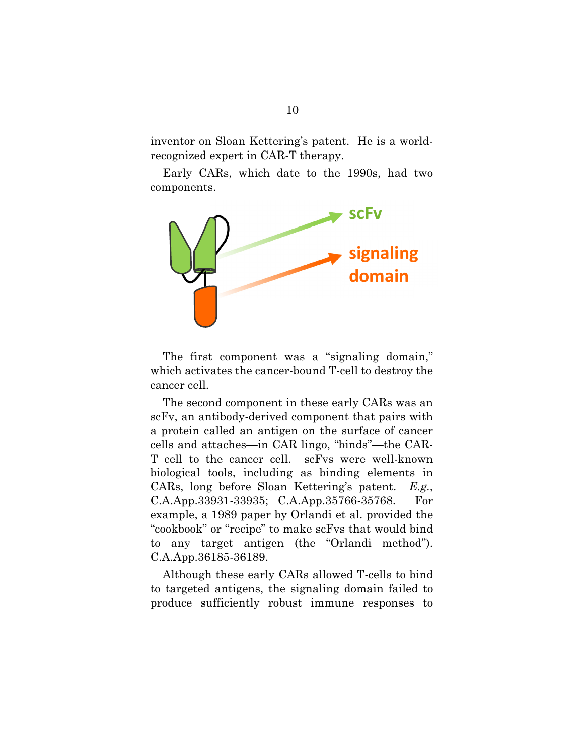inventor on Sloan Kettering's patent. He is a world-recognized expert in CAR-T therapy.

Early CARs, which date to the 1990s, had two components.

scFv

signaling domain

The first component was a "signaling domain," which activates the cancer-bound T-cell to destroy the cancer cell.

The second component in these early CARs was an scFv, an antibody-derived component that pairs with a protein called an antigen on the surface of cancer cells and attaches—in CAR lingo, "binds"—the CAR-T cell to the cancer cell. scFvs were well-known biological tools, including as binding elements in CARs, long before Sloan Kettering's patent. *E.g.*, C.A.App.33931-33935; C.A.App.35766-35768. For example, a 1989 paper by Orlandi et al. provided the "cookbook" or "recipe" to make scFvs that would bind to any target antigen (the "Orlandi method"). C.A.App.36185-36189.

Although these early CARs allowed T-cells to bind to targeted antigens, the signaling domain failed to produce sufficiently robust immune responses to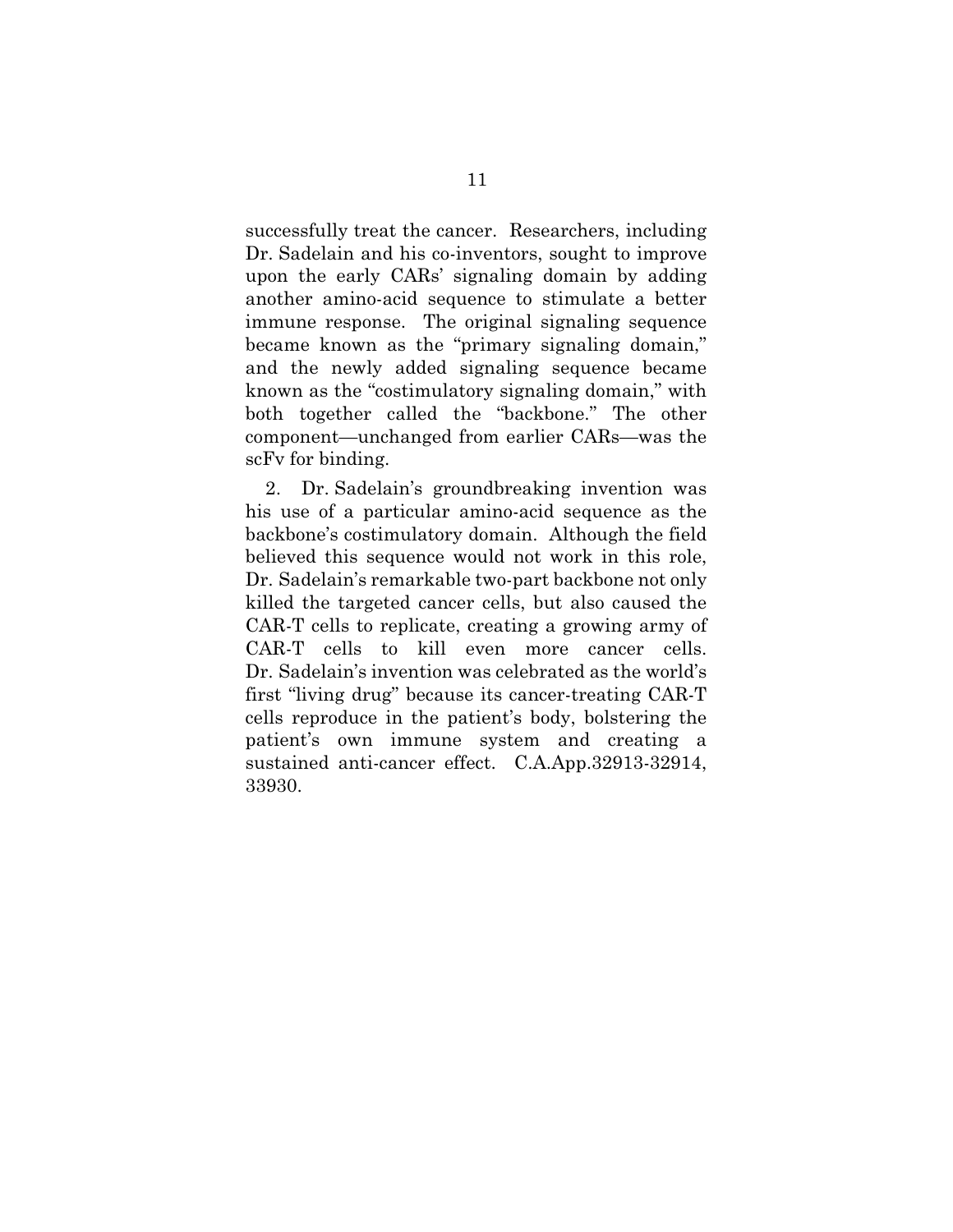successfully treat the cancer. Researchers, including Dr. Sadelain and his co-inventors, sought to improve upon the early CARs' signaling domain by adding another amino-acid sequence to stimulate a better immune response. The original signaling sequence became known as the "primary signaling domain," and the newly added signaling sequence became known as the "costimulatory signaling domain," with both together called the "backbone." The other component—unchanged from earlier CARs—was the scFv for binding.

2. Dr. Sadelain's groundbreaking invention was his use of a particular amino-acid sequence as the backbone's costimulatory domain. Although the field believed this sequence would not work in this role, Dr. Sadelain's remarkable two-part backbone not only killed the targeted cancer cells, but also caused the CAR-T cells to replicate, creating a growing army of CAR-T cells to kill even more cancer cells. Dr. Sadelain's invention was celebrated as the world's first "living drug" because its cancer-treating CAR-T cells reproduce in the patient's body, bolstering the patient's own immune system and creating a sustained anti-cancer effect. C.A.App.32913-32914, 33930.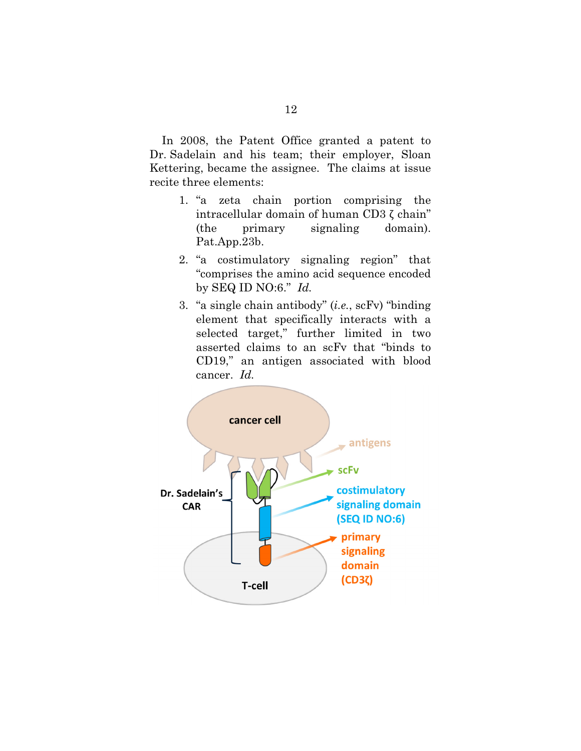In 2008, the Patent Office granted a patent to Dr. Sadelain and his team; their employer, Sloan Kettering, became the assignee. The claims at issue recite three elements:

1. "a zeta chain portion comprising the intracellular domain of human CD3 ζ chain" (the primary signaling domain). Pat.App.23b.
2. "a costimulatory signaling region" that "comprises the amino acid sequence encoded by SEQ ID NO:6." *Id.*
3. "a single chain antibody" (*i.e.*, scFv) "binding element that specifically interacts with a selected target," further limited in two asserted claims to an scFv that "binds to CD19," an antigen associated with blood cancer. *Id.*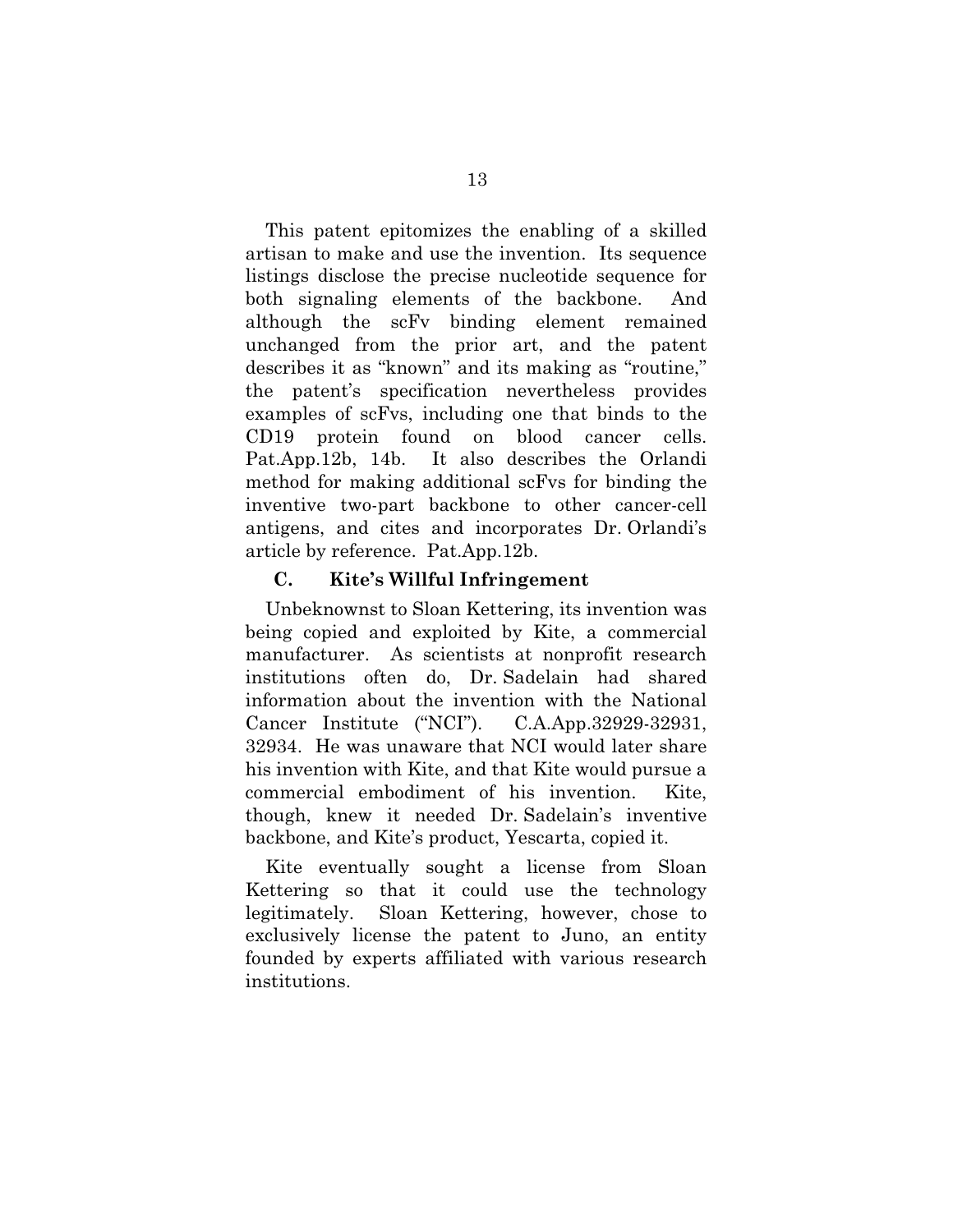This patent epitomizes the enabling of a skilled artisan to make and use the invention. Its sequence listings disclose the precise nucleotide sequence for both signaling elements of the backbone. And although the scFv binding element remained unchanged from the prior art, and the patent describes it as "known" and its making as "routine," the patent's specification nevertheless provides examples of scFvs, including one that binds to the CD19 protein found on blood cancer cells. Pat.App.12b, 14b. It also describes the Orlandi method for making additional scFvs for binding the inventive two-part backbone to other cancer-cell antigens, and cites and incorporates Dr. Orlandi's article by reference. Pat.App.12b.

### C. Kite's Willful Infringement

Unbeknownst to Sloan Kettering, its invention was being copied and exploited by Kite, a commercial manufacturer. As scientists at nonprofit research institutions often do, Dr. Sadelain had shared information about the invention with the National Cancer Institute ("NCI"). C.A.App.32929-32931, 32934. He was unaware that NCI would later share his invention with Kite, and that Kite would pursue a commercial embodiment of his invention. Kite, though, knew it needed Dr. Sadelain's inventive backbone, and Kite's product, Yescarta, copied it.

Kite eventually sought a license from Sloan Kettering so that it could use the technology legitimately. Sloan Kettering, however, chose to exclusively license the patent to Juno, an entity founded by experts affiliated with various research institutions.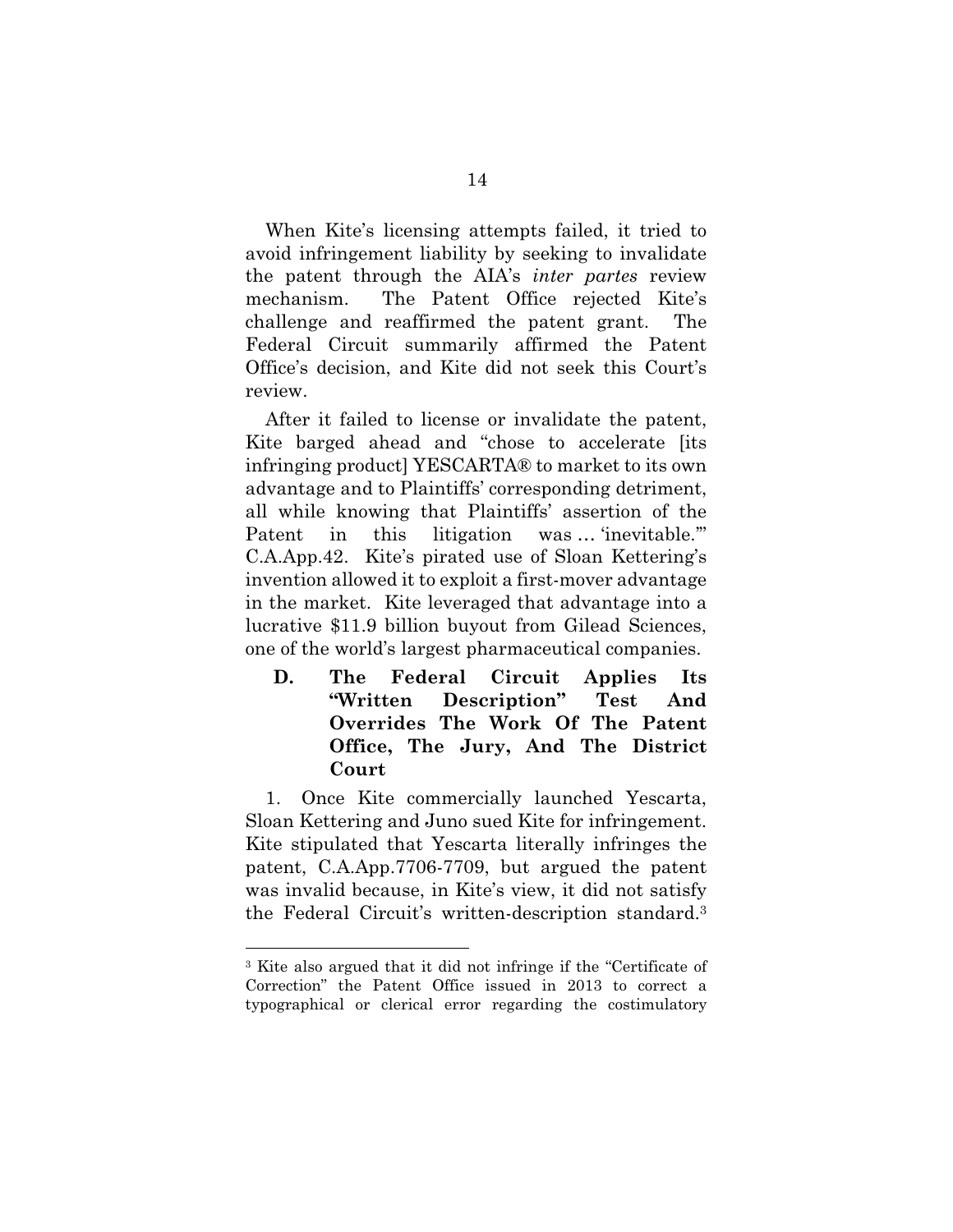When Kite's licensing attempts failed, it tried to avoid infringement liability by seeking to invalidate the patent through the AIA's *inter partes* review mechanism. The Patent Office rejected Kite's challenge and reaffirmed the patent grant. The Federal Circuit summarily affirmed the Patent Office's decision, and Kite did not seek this Court's review.

After it failed to license or invalidate the patent, Kite barged ahead and "chose to accelerate [its infringing product] YESCARTA® to market to its own advantage and to Plaintiffs' corresponding detriment, all while knowing that Plaintiffs' assertion of the Patent in this litigation was … 'inevitable.'" C.A.App.42. Kite's pirated use of Sloan Kettering's invention allowed it to exploit a first-mover advantage in the market. Kite leveraged that advantage into a lucrative $11.9 billion buyout from Gilead Sciences, one of the world's largest pharmaceutical companies.

### D. The Federal Circuit Applies Its "Written Description" Test And Overrides The Work Of The Patent Office, The Jury, And The District Court

1. Once Kite commercially launched Yescarta, Sloan Kettering and Juno sued Kite for infringement. Kite stipulated that Yescarta literally infringes the patent, C.A.App.7706-7709, but argued the patent was invalid because, in Kite's view, it did not satisfy the Federal Circuit's written-description standard.[3]

---

[3] Kite also argued that it did not infringe if the "Certificate of Correction" the Patent Office issued in 2013 to correct a typographical or clerical error regarding the costimulatory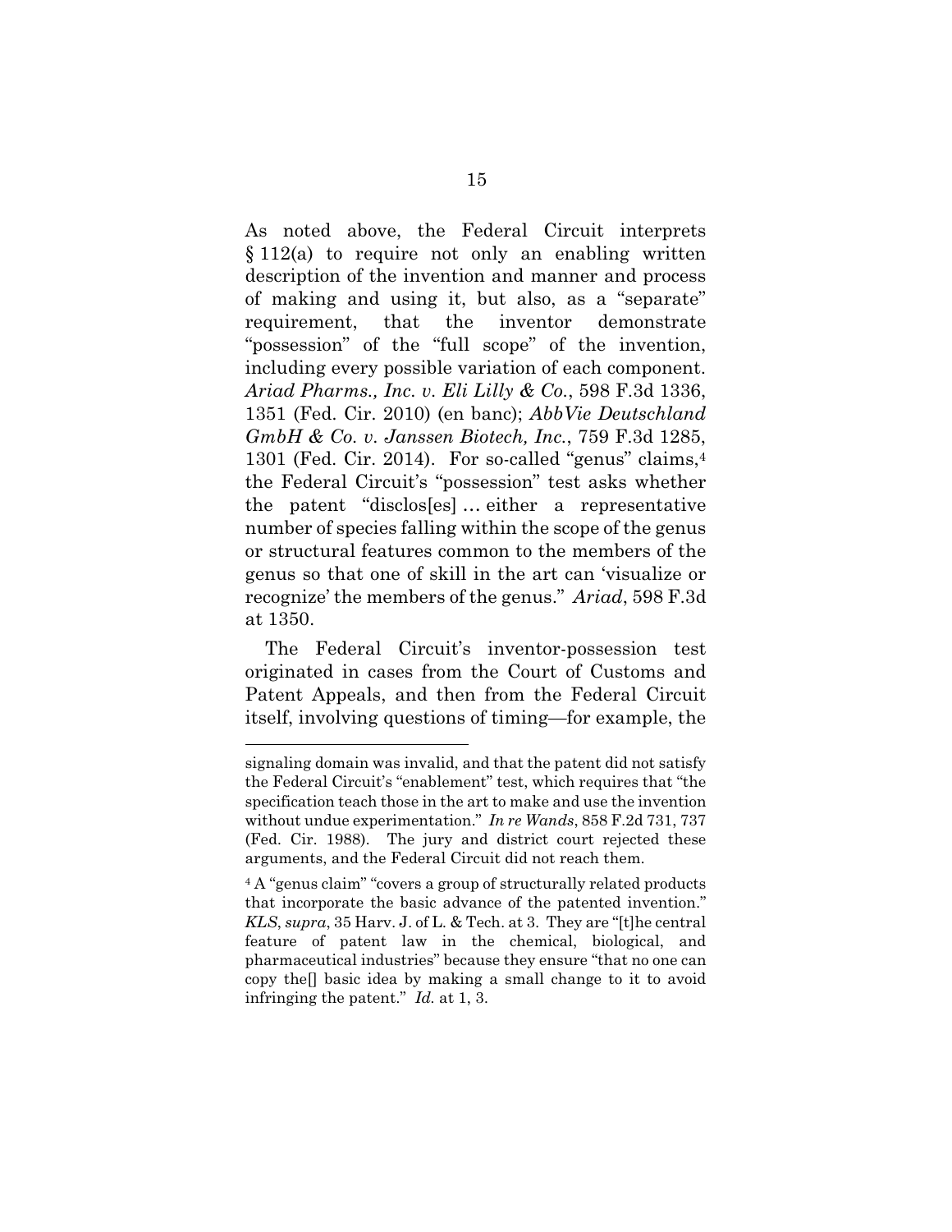As noted above, the Federal Circuit interprets § 112(a) to require not only an enabling written description of the invention and manner and process of making and using it, but also, as a "separate" requirement, that the inventor demonstrate "possession" of the "full scope" of the invention, including every possible variation of each component. *Ariad Pharms., Inc. v. Eli Lilly & Co.*, 598 F.3d 1336, 1351 (Fed. Cir. 2010) (en banc); *AbbVie Deutschland GmbH & Co. v. Janssen Biotech, Inc.*, 759 F.3d 1285, 1301 (Fed. Cir. 2014). For so-called "genus" claims,[4] the Federal Circuit's "possession" test asks whether the patent "disclos[es] … either a representative number of species falling within the scope of the genus or structural features common to the members of the genus so that one of skill in the art can 'visualize or recognize' the members of the genus." *Ariad*, 598 F.3d at 1350.

The Federal Circuit's inventor-possession test originated in cases from the Court of Customs and Patent Appeals, and then from the Federal Circuit itself, involving questions of timing—for example, the

---

signaling domain was invalid, and that the patent did not satisfy the Federal Circuit's "enablement" test, which requires that "the specification teach those in the art to make and use the invention without undue experimentation." *In re Wands*, 858 F.2d 731, 737 (Fed. Cir. 1988). The jury and district court rejected these arguments, and the Federal Circuit did not reach them.

[4] A "genus claim" "covers a group of structurally related products that incorporate the basic advance of the patented invention." *KLS*, *supra*, 35 Harv. J. of L. & Tech. at 3. They are "[t]he central feature of patent law in the chemical, biological, and pharmaceutical industries" because they ensure "that no one can copy the[] basic idea by making a small change to it to avoid infringing the patent." *Id.* at 1, 3.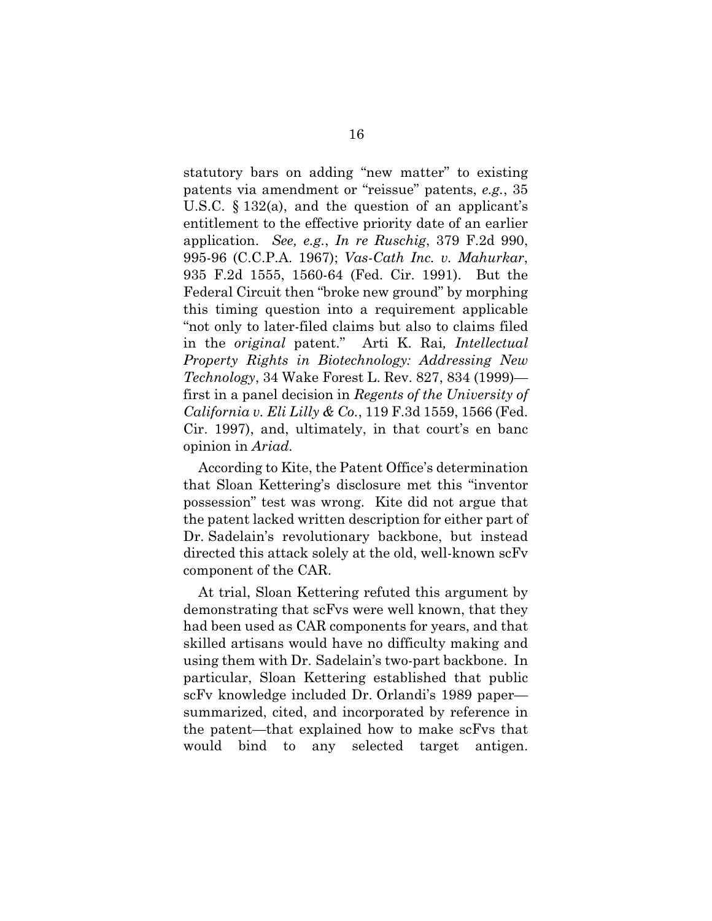statutory bars on adding "new matter" to existing patents via amendment or "reissue" patents, *e.g.*, 35 U.S.C. § 132(a), and the question of an applicant's entitlement to the effective priority date of an earlier application. *See, e.g.*, *In re Ruschig*, 379 F.2d 990, 995-96 (C.C.P.A. 1967); *Vas-Cath Inc. v. Mahurkar*, 935 F.2d 1555, 1560-64 (Fed. Cir. 1991). But the Federal Circuit then "broke new ground" by morphing this timing question into a requirement applicable "not only to later-filed claims but also to claims filed in the *original* patent." Arti K. Rai*, Intellectual Property Rights in Biotechnology: Addressing New Technology*, 34 Wake Forest L. Rev. 827, 834 (1999)—first in a panel decision in *Regents of the University of California v. Eli Lilly & Co.*, 119 F.3d 1559, 1566 (Fed. Cir. 1997), and, ultimately, in that court's en banc opinion in *Ariad*.

According to Kite, the Patent Office's determination that Sloan Kettering's disclosure met this "inventor possession" test was wrong. Kite did not argue that the patent lacked written description for either part of Dr. Sadelain's revolutionary backbone, but instead directed this attack solely at the old, well-known scFv component of the CAR.

At trial, Sloan Kettering refuted this argument by demonstrating that scFvs were well known, that they had been used as CAR components for years, and that skilled artisans would have no difficulty making and using them with Dr. Sadelain's two-part backbone. In particular, Sloan Kettering established that public scFv knowledge included Dr. Orlandi's 1989 paper—summarized, cited, and incorporated by reference in the patent—that explained how to make scFvs that would bind to any selected target antigen.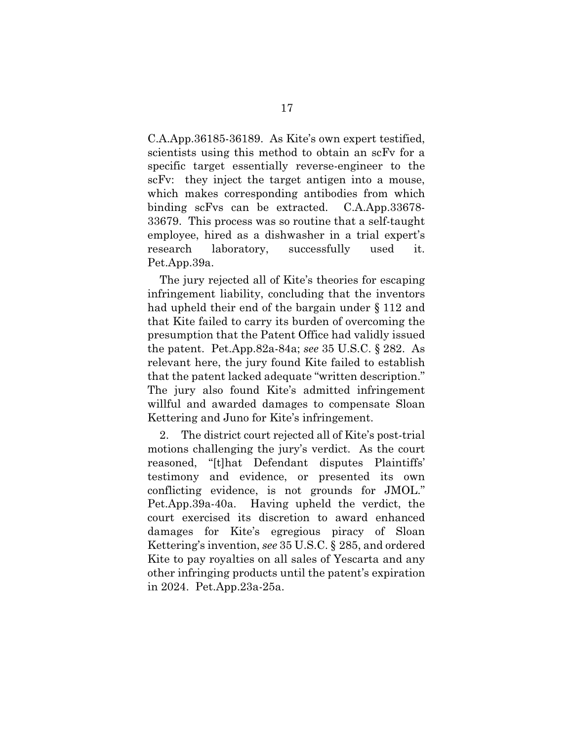C.A.App.36185-36189. As Kite's own expert testified, scientists using this method to obtain an scFv for a specific target essentially reverse-engineer to the scFv: they inject the target antigen into a mouse, which makes corresponding antibodies from which binding scFvs can be extracted. C.A.App.33678-33679. This process was so routine that a self-taught employee, hired as a dishwasher in a trial expert's research laboratory, successfully used it. Pet.App.39a.

The jury rejected all of Kite's theories for escaping infringement liability, concluding that the inventors had upheld their end of the bargain under § 112 and that Kite failed to carry its burden of overcoming the presumption that the Patent Office had validly issued the patent. Pet.App.82a-84a; *see* 35 U.S.C. § 282. As relevant here, the jury found Kite failed to establish that the patent lacked adequate "written description." The jury also found Kite's admitted infringement willful and awarded damages to compensate Sloan Kettering and Juno for Kite's infringement.

2. The district court rejected all of Kite's post-trial motions challenging the jury's verdict. As the court reasoned, "[t]hat Defendant disputes Plaintiffs' testimony and evidence, or presented its own conflicting evidence, is not grounds for JMOL." Pet.App.39a-40a. Having upheld the verdict, the court exercised its discretion to award enhanced damages for Kite's egregious piracy of Sloan Kettering's invention, *see* 35 U.S.C. § 285, and ordered Kite to pay royalties on all sales of Yescarta and any other infringing products until the patent's expiration in 2024. Pet.App.23a-25a.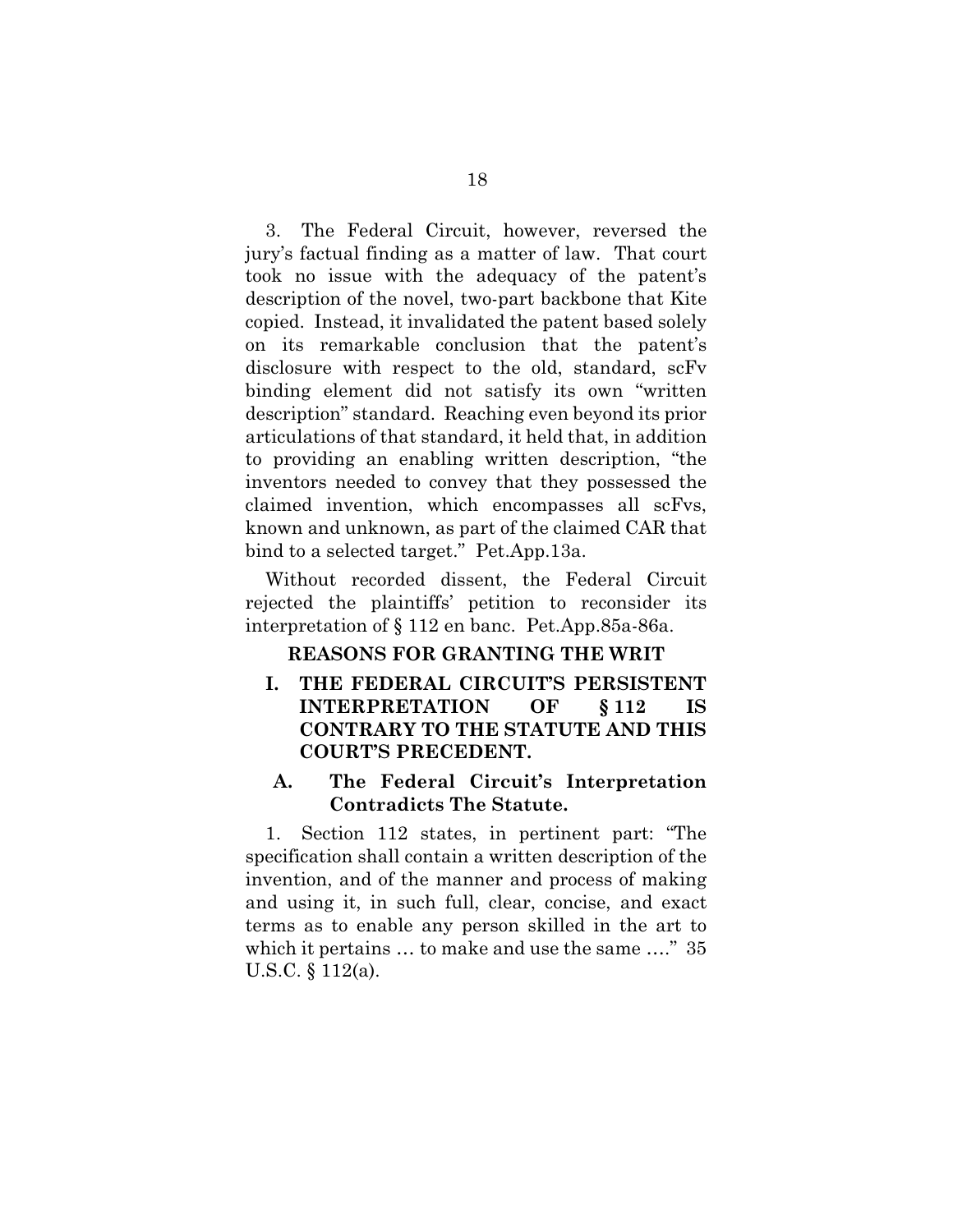3. The Federal Circuit, however, reversed the jury's factual finding as a matter of law. That court took no issue with the adequacy of the patent's description of the novel, two-part backbone that Kite copied. Instead, it invalidated the patent based solely on its remarkable conclusion that the patent's disclosure with respect to the old, standard, scFv binding element did not satisfy its own "written description" standard. Reaching even beyond its prior articulations of that standard, it held that, in addition to providing an enabling written description, "the inventors needed to convey that they possessed the claimed invention, which encompasses all scFvs, known and unknown, as part of the claimed CAR that bind to a selected target." Pet.App.13a.

Without recorded dissent, the Federal Circuit rejected the plaintiffs' petition to reconsider its interpretation of § 112 en banc. Pet.App.85a-86a.

## REASONS FOR GRANTING THE WRIT

### I. THE FEDERAL CIRCUIT'S PERSISTENT INTERPRETATION OF § 112 IS CONTRARY TO THE STATUTE AND THIS COURT'S PRECEDENT.

#### A. The Federal Circuit's Interpretation Contradicts The Statute.

1. Section 112 states, in pertinent part: "The specification shall contain a written description of the invention, and of the manner and process of making and using it, in such full, clear, concise, and exact terms as to enable any person skilled in the art to which it pertains … to make and use the same …." 35 U.S.C. § 112(a).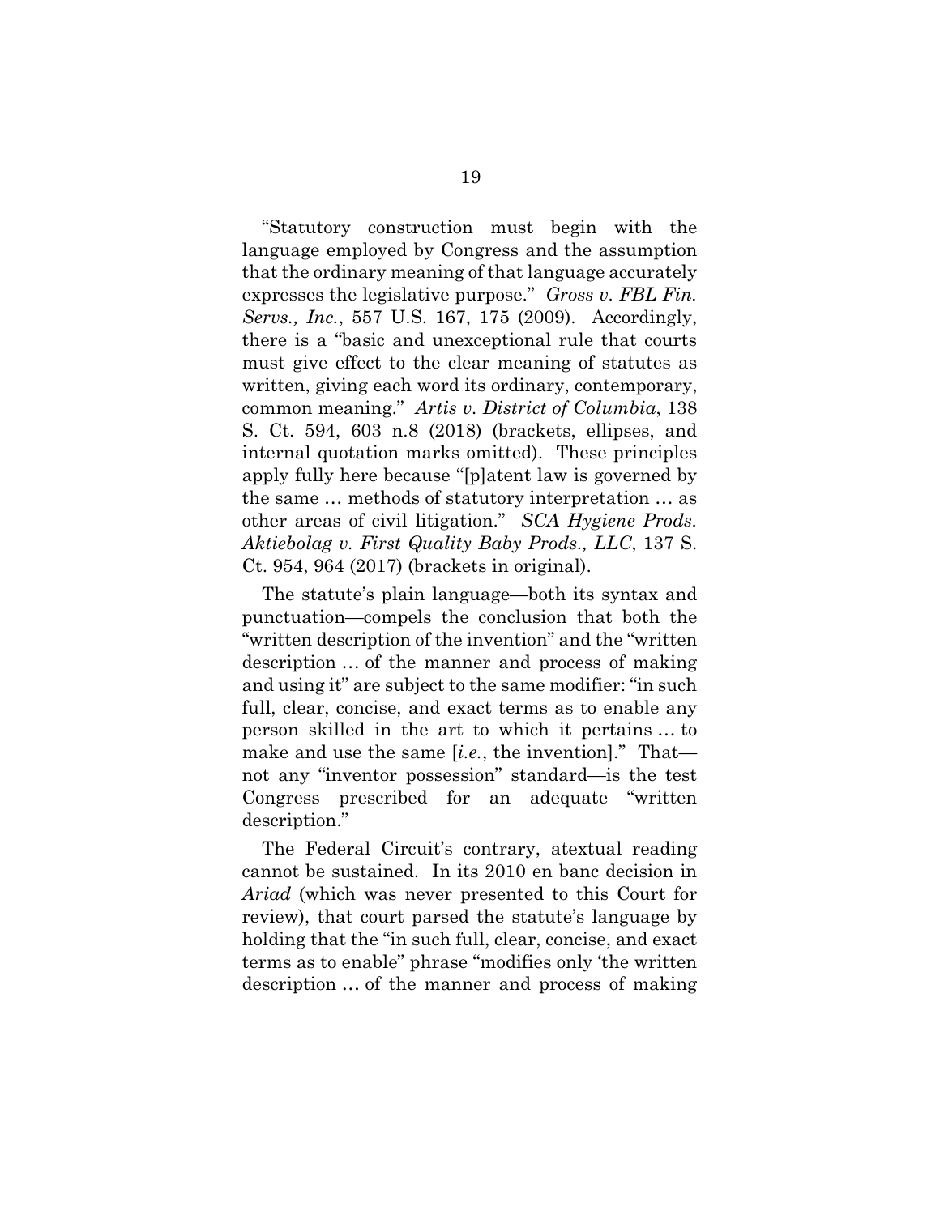"Statutory construction must begin with the language employed by Congress and the assumption that the ordinary meaning of that language accurately expresses the legislative purpose." *Gross v. FBL Fin. Servs., Inc.*, 557 U.S. 167, 175 (2009). Accordingly, there is a "basic and unexceptional rule that courts must give effect to the clear meaning of statutes as written, giving each word its ordinary, contemporary, common meaning." *Artis v. District of Columbia*, 138 S. Ct. 594, 603 n.8 (2018) (brackets, ellipses, and internal quotation marks omitted). These principles apply fully here because "[p]atent law is governed by the same … methods of statutory interpretation … as other areas of civil litigation." *SCA Hygiene Prods. Aktiebolag v. First Quality Baby Prods., LLC*, 137 S. Ct. 954, 964 (2017) (brackets in original).

The statute's plain language—both its syntax and punctuation—compels the conclusion that both the "written description of the invention" and the "written description … of the manner and process of making and using it" are subject to the same modifier: "in such full, clear, concise, and exact terms as to enable any person skilled in the art to which it pertains … to make and use the same [*i.e.*, the invention]." That—not any "inventor possession" standard—is the test Congress prescribed for an adequate "written description."

The Federal Circuit's contrary, atextual reading cannot be sustained. In its 2010 en banc decision in *Ariad* (which was never presented to this Court for review), that court parsed the statute's language by holding that the "in such full, clear, concise, and exact terms as to enable" phrase "modifies only 'the written description … of the manner and process of making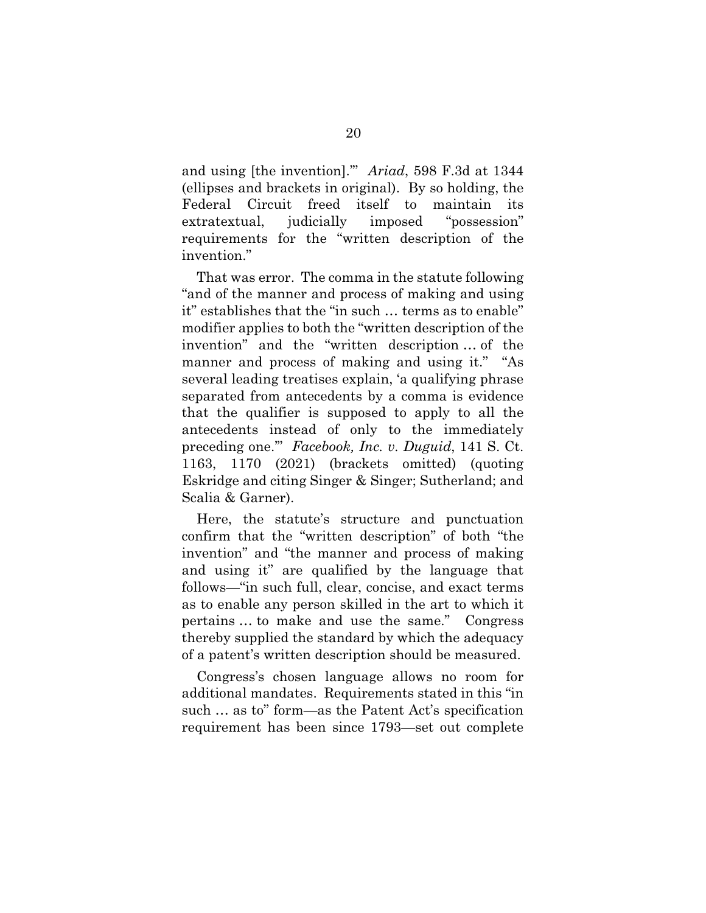and using [the invention].'" *Ariad*, 598 F.3d at 1344 (ellipses and brackets in original). By so holding, the Federal Circuit freed itself to maintain its extratextual, judicially imposed "possession" requirements for the "written description of the invention."

That was error. The comma in the statute following "and of the manner and process of making and using it" establishes that the "in such … terms as to enable" modifier applies to both the "written description of the invention" and the "written description … of the manner and process of making and using it." "As several leading treatises explain, 'a qualifying phrase separated from antecedents by a comma is evidence that the qualifier is supposed to apply to all the antecedents instead of only to the immediately preceding one.'" *Facebook, Inc. v. Duguid*, 141 S. Ct. 1163, 1170 (2021) (brackets omitted) (quoting Eskridge and citing Singer & Singer; Sutherland; and Scalia & Garner).

Here, the statute's structure and punctuation confirm that the "written description" of both "the invention" and "the manner and process of making and using it" are qualified by the language that follows—"in such full, clear, concise, and exact terms as to enable any person skilled in the art to which it pertains … to make and use the same." Congress thereby supplied the standard by which the adequacy of a patent's written description should be measured.

Congress's chosen language allows no room for additional mandates. Requirements stated in this "in such … as to" form—as the Patent Act's specification requirement has been since 1793—set out complete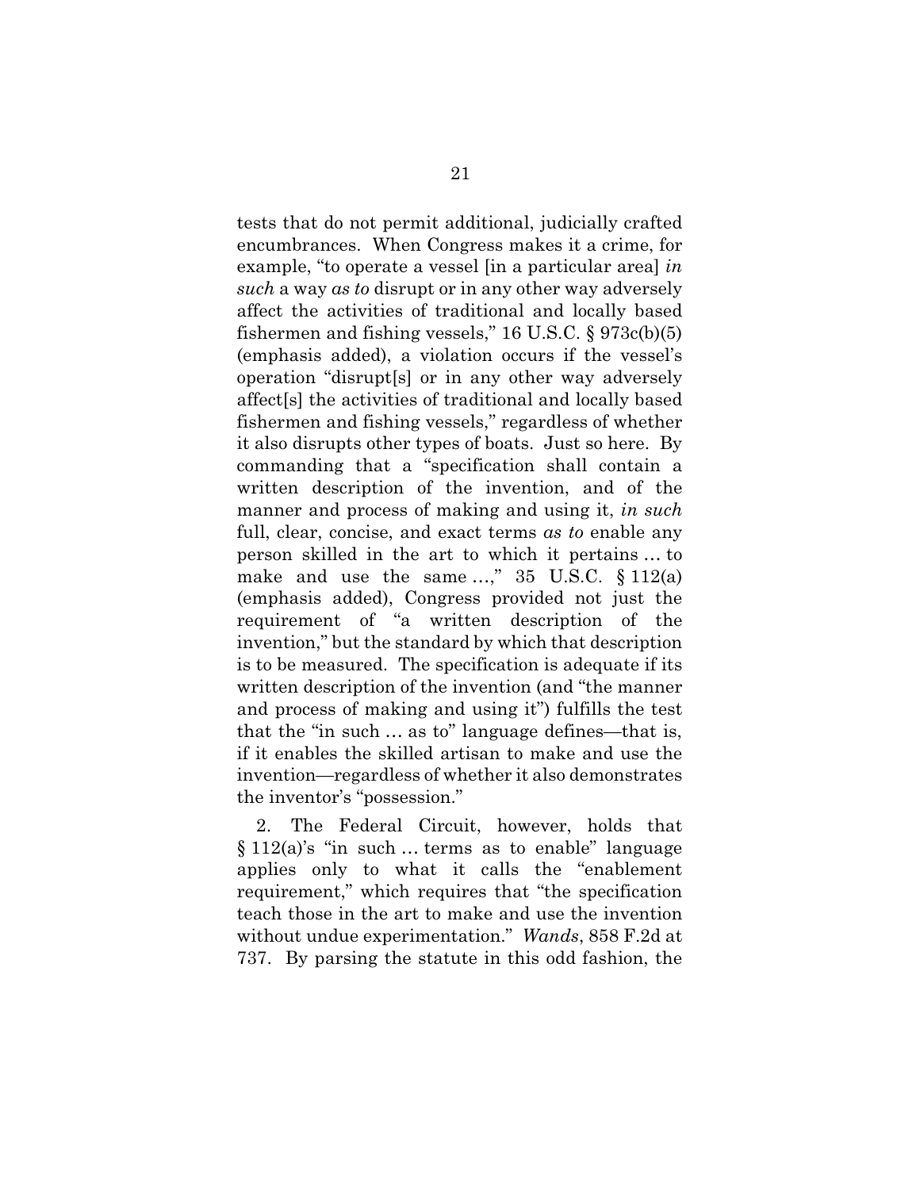tests that do not permit additional, judicially crafted encumbrances. When Congress makes it a crime, for example, "to operate a vessel [in a particular area] *in such* a way *as to* disrupt or in any other way adversely affect the activities of traditional and locally based fishermen and fishing vessels," 16 U.S.C. § 973c(b)(5) (emphasis added), a violation occurs if the vessel's operation "disrupt[s] or in any other way adversely affect[s] the activities of traditional and locally based fishermen and fishing vessels," regardless of whether it also disrupts other types of boats. Just so here. By commanding that a "specification shall contain a written description of the invention, and of the manner and process of making and using it, *in such* full, clear, concise, and exact terms *as to* enable any person skilled in the art to which it pertains … to make and use the same …," 35 U.S.C. § 112(a) (emphasis added), Congress provided not just the requirement of "a written description of the invention," but the standard by which that description is to be measured. The specification is adequate if its written description of the invention (and "the manner and process of making and using it") fulfills the test that the "in such … as to" language defines—that is, if it enables the skilled artisan to make and use the invention—regardless of whether it also demonstrates the inventor's "possession."

2. The Federal Circuit, however, holds that § 112(a)'s "in such … terms as to enable" language applies only to what it calls the "enablement requirement," which requires that "the specification teach those in the art to make and use the invention without undue experimentation." *Wands*, 858 F.2d at 737. By parsing the statute in this odd fashion, the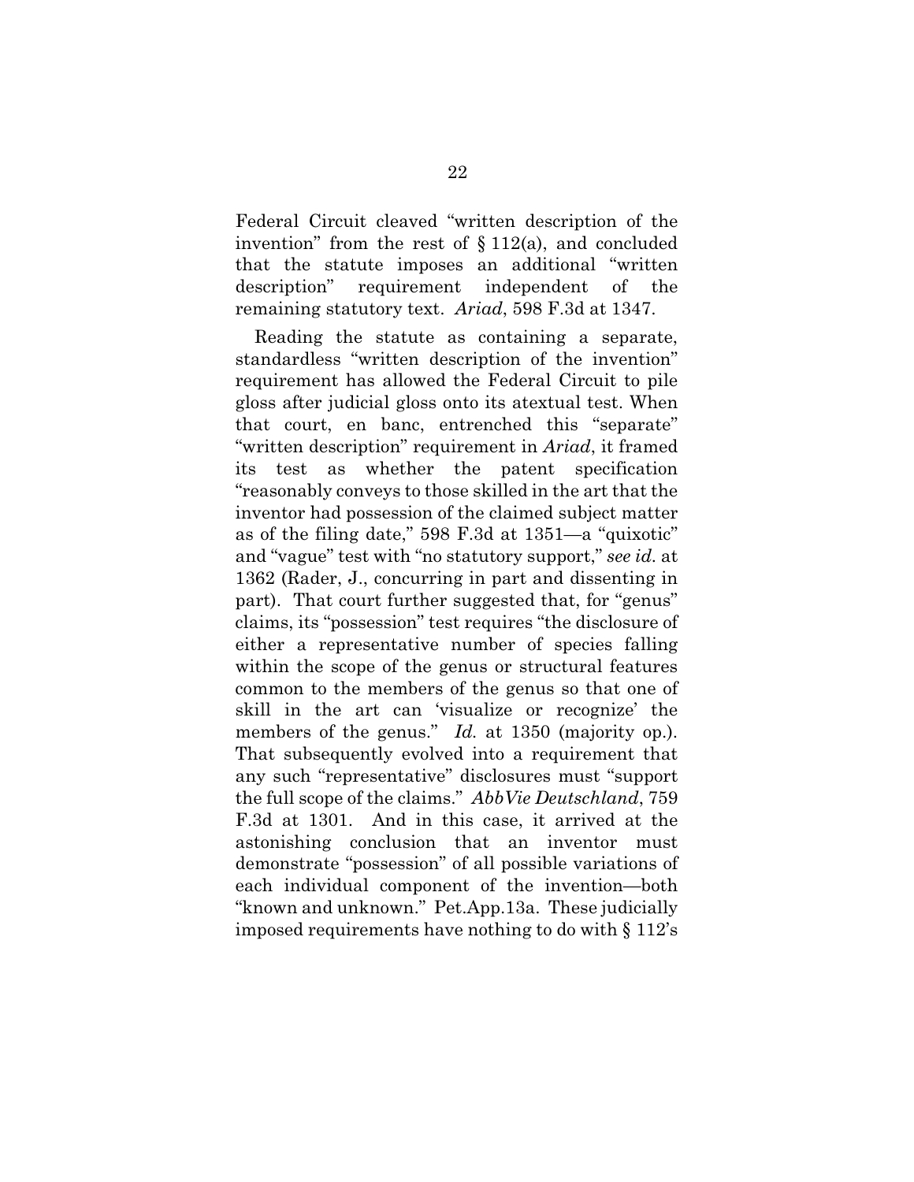Federal Circuit cleaved "written description of the invention" from the rest of § 112(a), and concluded that the statute imposes an additional "written description" requirement independent of the remaining statutory text. *Ariad*, 598 F.3d at 1347.

Reading the statute as containing a separate, standardless "written description of the invention" requirement has allowed the Federal Circuit to pile gloss after judicial gloss onto its atextual test. When that court, en banc, entrenched this "separate" "written description" requirement in *Ariad*, it framed its test as whether the patent specification "reasonably conveys to those skilled in the art that the inventor had possession of the claimed subject matter as of the filing date," 598 F.3d at 1351—a "quixotic" and "vague" test with "no statutory support," *see id.* at 1362 (Rader, J., concurring in part and dissenting in part). That court further suggested that, for "genus" claims, its "possession" test requires "the disclosure of either a representative number of species falling within the scope of the genus or structural features common to the members of the genus so that one of skill in the art can 'visualize or recognize' the members of the genus." *Id.* at 1350 (majority op.). That subsequently evolved into a requirement that any such "representative" disclosures must "support the full scope of the claims." *AbbVie Deutschland*, 759 F.3d at 1301. And in this case, it arrived at the astonishing conclusion that an inventor must demonstrate "possession" of all possible variations of each individual component of the invention—both "known and unknown." Pet.App.13a. These judicially imposed requirements have nothing to do with § 112's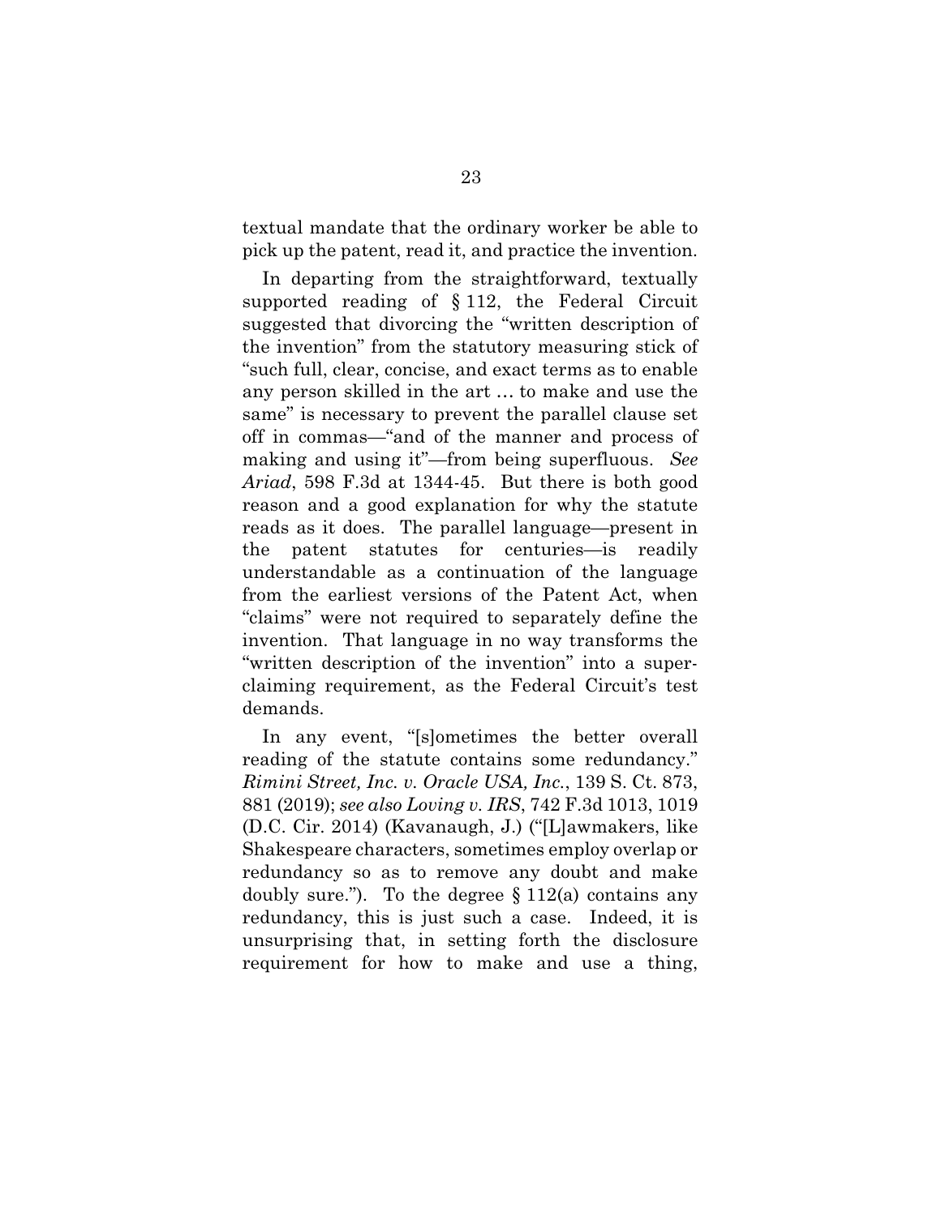textual mandate that the ordinary worker be able to pick up the patent, read it, and practice the invention.

In departing from the straightforward, textually supported reading of § 112, the Federal Circuit suggested that divorcing the "written description of the invention" from the statutory measuring stick of "such full, clear, concise, and exact terms as to enable any person skilled in the art … to make and use the same" is necessary to prevent the parallel clause set off in commas—"and of the manner and process of making and using it"—from being superfluous. *See Ariad*, 598 F.3d at 1344-45. But there is both good reason and a good explanation for why the statute reads as it does. The parallel language—present in the patent statutes for centuries—is readily understandable as a continuation of the language from the earliest versions of the Patent Act, when "claims" were not required to separately define the invention. That language in no way transforms the "written description of the invention" into a super-claiming requirement, as the Federal Circuit's test demands.

In any event, "[s]ometimes the better overall reading of the statute contains some redundancy." *Rimini Street, Inc. v. Oracle USA, Inc.*, 139 S. Ct. 873, 881 (2019); *see also Loving v. IRS*, 742 F.3d 1013, 1019 (D.C. Cir. 2014) (Kavanaugh, J.) ("[L]awmakers, like Shakespeare characters, sometimes employ overlap or redundancy so as to remove any doubt and make doubly sure."). To the degree § 112(a) contains any redundancy, this is just such a case. Indeed, it is unsurprising that, in setting forth the disclosure requirement for how to make and use a thing,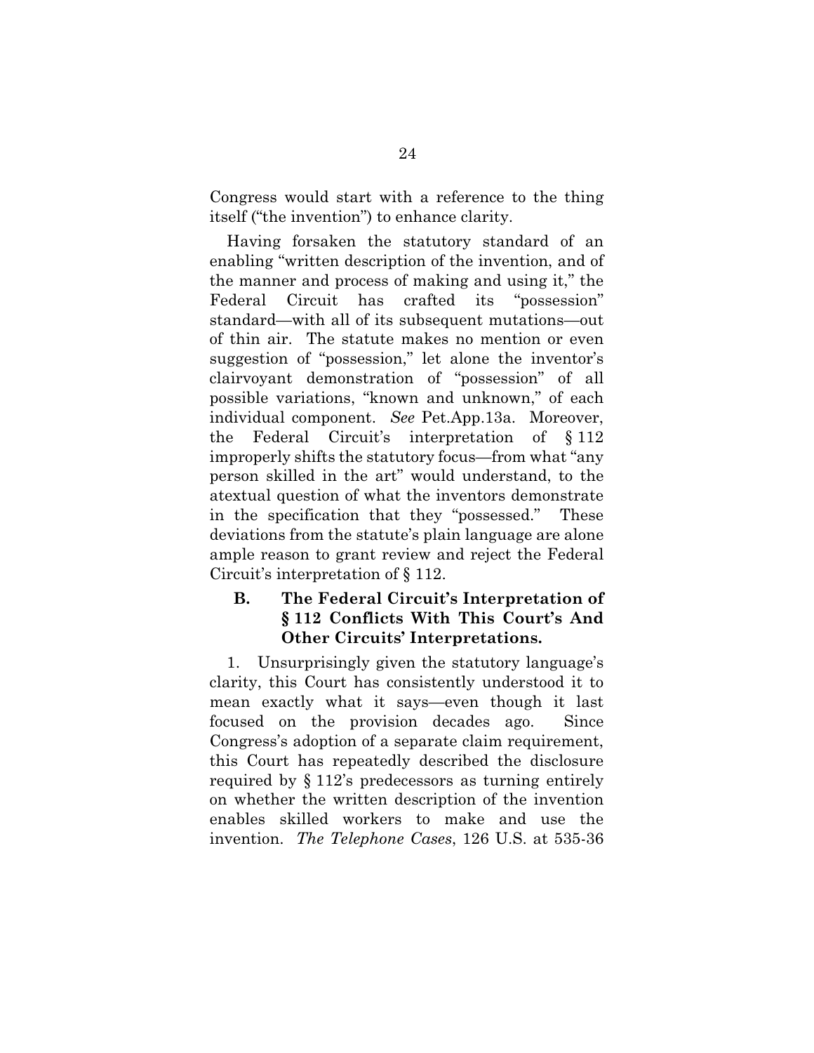Congress would start with a reference to the thing itself ("the invention") to enhance clarity.

Having forsaken the statutory standard of an enabling "written description of the invention, and of the manner and process of making and using it," the Federal Circuit has crafted its "possession" standard—with all of its subsequent mutations—out of thin air. The statute makes no mention or even suggestion of "possession," let alone the inventor's clairvoyant demonstration of "possession" of all possible variations, "known and unknown," of each individual component. *See* Pet.App.13a. Moreover, the Federal Circuit's interpretation of § 112 improperly shifts the statutory focus—from what "any person skilled in the art" would understand, to the atextual question of what the inventors demonstrate in the specification that they "possessed." These deviations from the statute's plain language are alone ample reason to grant review and reject the Federal Circuit's interpretation of § 112.

### B. The Federal Circuit's Interpretation of § 112 Conflicts With This Court's And Other Circuits' Interpretations.

1. Unsurprisingly given the statutory language's clarity, this Court has consistently understood it to mean exactly what it says—even though it last focused on the provision decades ago. Since Congress's adoption of a separate claim requirement, this Court has repeatedly described the disclosure required by § 112's predecessors as turning entirely on whether the written description of the invention enables skilled workers to make and use the invention. *The Telephone Cases*, 126 U.S. at 535-36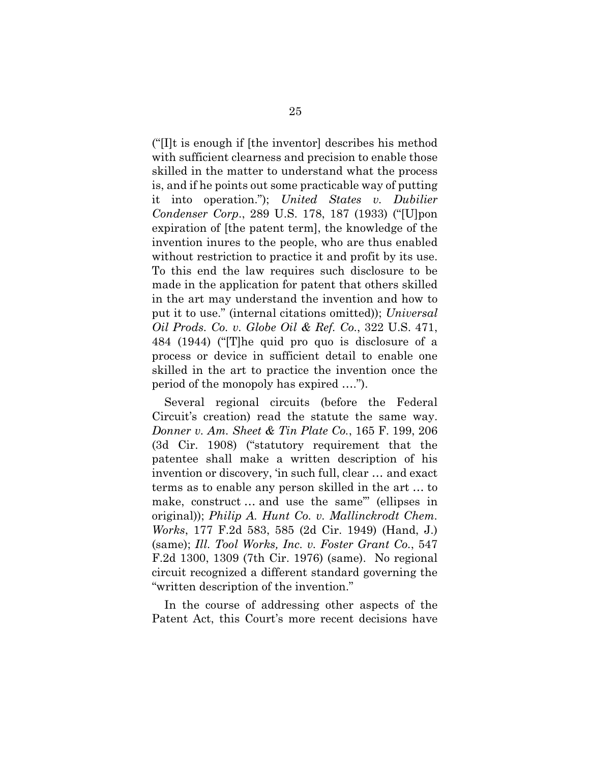("[I]t is enough if [the inventor] describes his method with sufficient clearness and precision to enable those skilled in the matter to understand what the process is, and if he points out some practicable way of putting it into operation."); *United States v. Dubilier Condenser Corp*., 289 U.S. 178, 187 (1933) ("[U]pon expiration of [the patent term], the knowledge of the invention inures to the people, who are thus enabled without restriction to practice it and profit by its use. To this end the law requires such disclosure to be made in the application for patent that others skilled in the art may understand the invention and how to put it to use." (internal citations omitted)); *Universal Oil Prods. Co. v. Globe Oil & Ref. Co.*, 322 U.S. 471, 484 (1944) ("[T]he quid pro quo is disclosure of a process or device in sufficient detail to enable one skilled in the art to practice the invention once the period of the monopoly has expired ….").

Several regional circuits (before the Federal Circuit's creation) read the statute the same way. *Donner v. Am. Sheet & Tin Plate Co.*, 165 F. 199, 206 (3d Cir. 1908) ("statutory requirement that the patentee shall make a written description of his invention or discovery, 'in such full, clear … and exact terms as to enable any person skilled in the art … to make, construct … and use the same'" (ellipses in original)); *Philip A. Hunt Co. v. Mallinckrodt Chem. Works*, 177 F.2d 583, 585 (2d Cir. 1949) (Hand, J.) (same); *Ill. Tool Works, Inc. v. Foster Grant Co.*, 547 F.2d 1300, 1309 (7th Cir. 1976) (same). No regional circuit recognized a different standard governing the "written description of the invention."

In the course of addressing other aspects of the Patent Act, this Court's more recent decisions have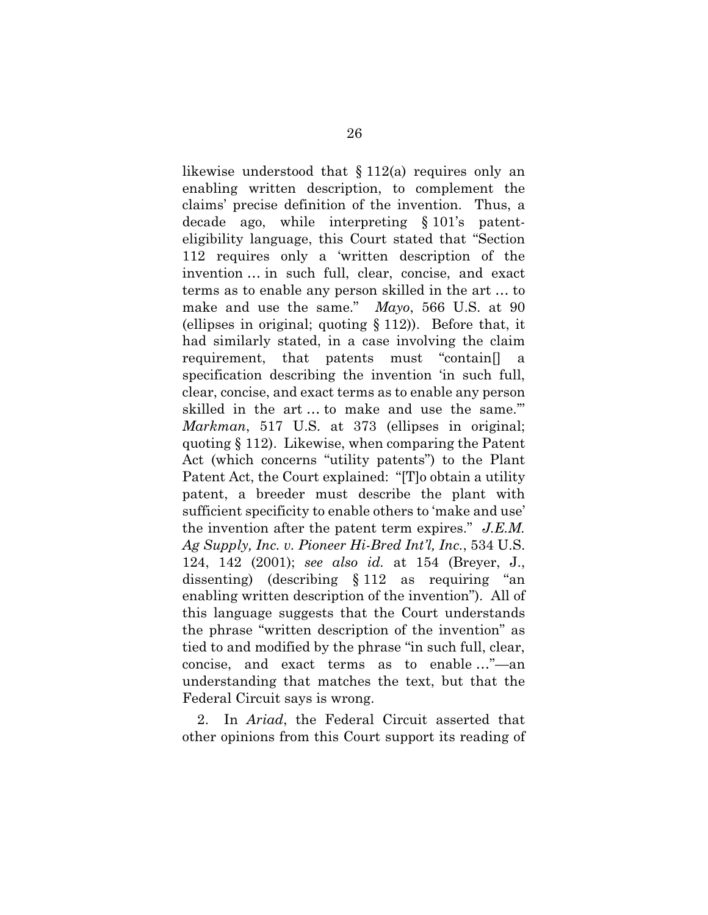likewise understood that § 112(a) requires only an enabling written description, to complement the claims' precise definition of the invention. Thus, a decade ago, while interpreting § 101's patent-eligibility language, this Court stated that "Section 112 requires only a 'written description of the invention … in such full, clear, concise, and exact terms as to enable any person skilled in the art … to make and use the same." *Mayo*, 566 U.S. at 90 (ellipses in original; quoting § 112)). Before that, it had similarly stated, in a case involving the claim requirement, that patents must "contain[] a specification describing the invention 'in such full, clear, concise, and exact terms as to enable any person skilled in the art … to make and use the same.'" *Markman*, 517 U.S. at 373 (ellipses in original; quoting § 112). Likewise, when comparing the Patent Act (which concerns "utility patents") to the Plant Patent Act, the Court explained: "[T]o obtain a utility patent, a breeder must describe the plant with sufficient specificity to enable others to 'make and use' the invention after the patent term expires." *J.E.M. Ag Supply, Inc. v. Pioneer Hi-Bred Int'l, Inc.*, 534 U.S. 124, 142 (2001); *see also id.* at 154 (Breyer, J., dissenting) (describing § 112 as requiring "an enabling written description of the invention"). All of this language suggests that the Court understands the phrase "written description of the invention" as tied to and modified by the phrase "in such full, clear, concise, and exact terms as to enable …"—an understanding that matches the text, but that the Federal Circuit says is wrong.

2. In *Ariad*, the Federal Circuit asserted that other opinions from this Court support its reading of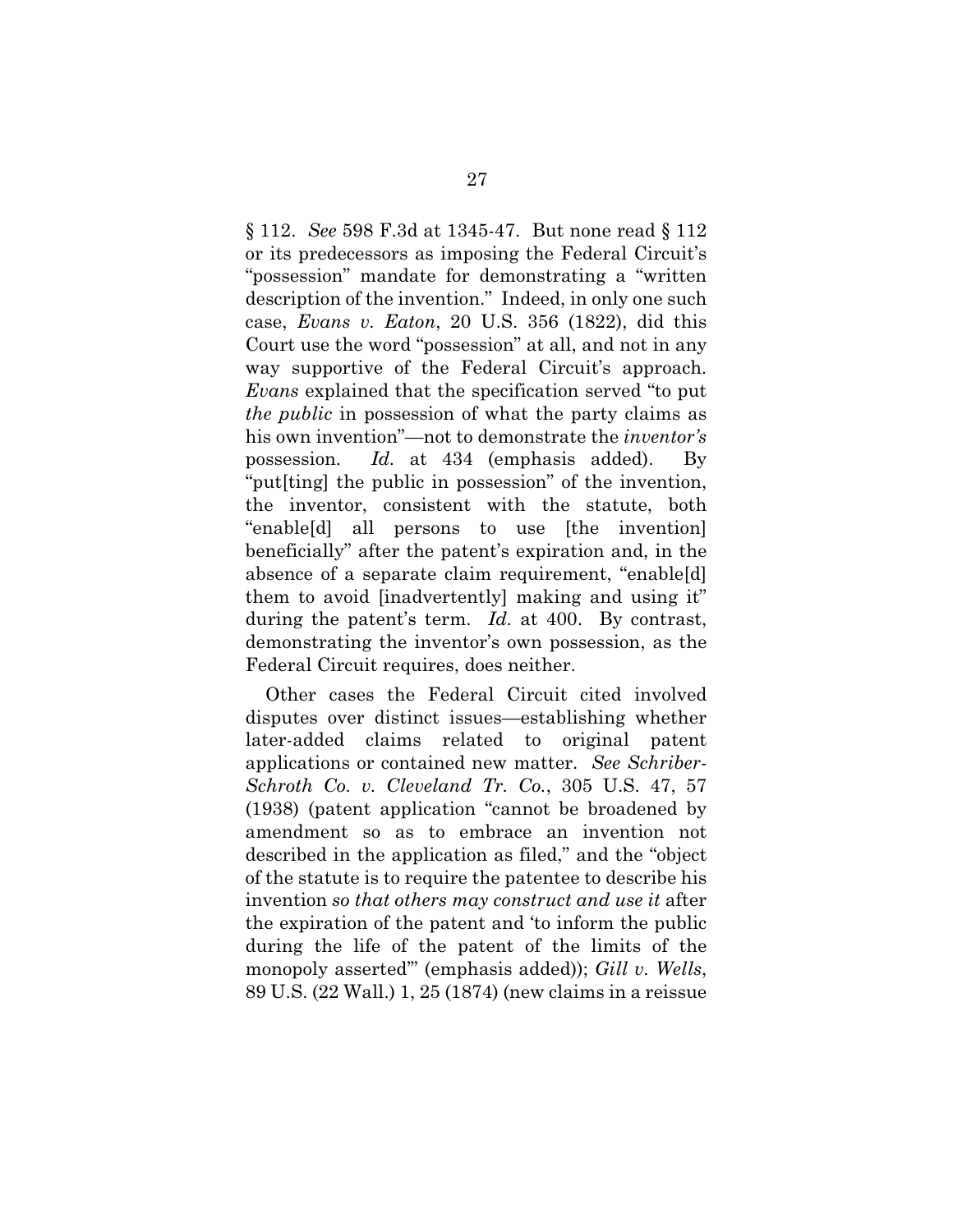§ 112. *See* 598 F.3d at 1345-47. But none read § 112 or its predecessors as imposing the Federal Circuit's "possession" mandate for demonstrating a "written description of the invention." Indeed, in only one such case, *Evans v. Eaton*, 20 U.S. 356 (1822), did this Court use the word "possession" at all, and not in any way supportive of the Federal Circuit's approach. *Evans* explained that the specification served "to put *the public* in possession of what the party claims as his own invention"—not to demonstrate the *inventor's* possession. *Id.* at 434 (emphasis added). By "put[ting] the public in possession" of the invention, the inventor, consistent with the statute, both "enable[d] all persons to use [the invention] beneficially" after the patent's expiration and, in the absence of a separate claim requirement, "enable[d] them to avoid [inadvertently] making and using it" during the patent's term. *Id.* at 400. By contrast, demonstrating the inventor's own possession, as the Federal Circuit requires, does neither.

Other cases the Federal Circuit cited involved disputes over distinct issues—establishing whether later-added claims related to original patent applications or contained new matter. *See Schriber-Schroth Co. v. Cleveland Tr. Co.*, 305 U.S. 47, 57 (1938) (patent application "cannot be broadened by amendment so as to embrace an invention not described in the application as filed," and the "object of the statute is to require the patentee to describe his invention *so that others may construct and use it* after the expiration of the patent and 'to inform the public during the life of the patent of the limits of the monopoly asserted'" (emphasis added)); *Gill v. Wells*, 89 U.S. (22 Wall.) 1, 25 (1874) (new claims in a reissue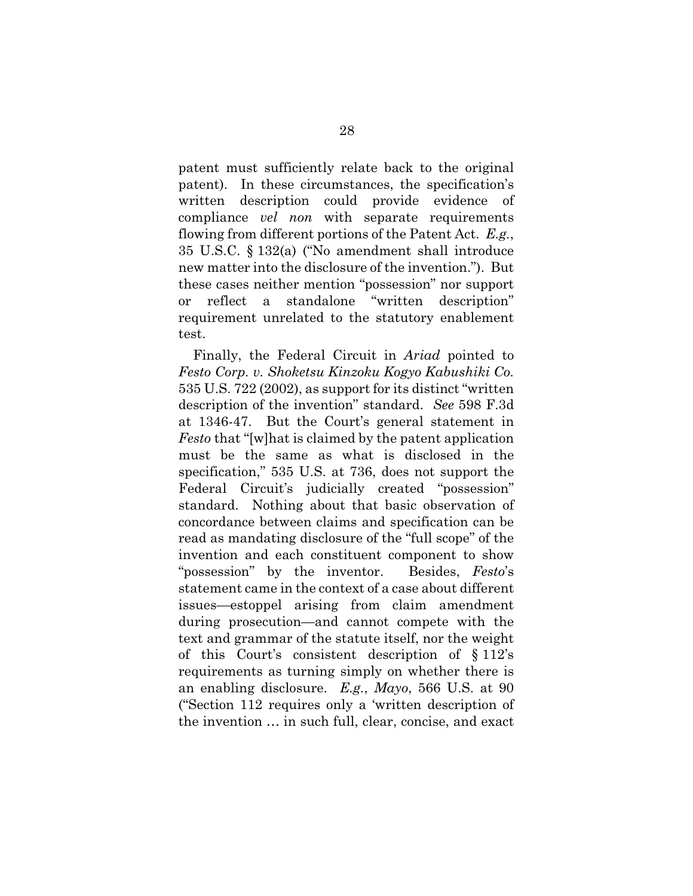patent must sufficiently relate back to the original patent). In these circumstances, the specification's written description could provide evidence of compliance *vel non* with separate requirements flowing from different portions of the Patent Act. *E.g.*, 35 U.S.C. § 132(a) ("No amendment shall introduce new matter into the disclosure of the invention."). But these cases neither mention "possession" nor support or reflect a standalone "written description" requirement unrelated to the statutory enablement test.

Finally, the Federal Circuit in *Ariad* pointed to *Festo Corp. v. Shoketsu Kinzoku Kogyo Kabushiki Co.* 535 U.S. 722 (2002), as support for its distinct "written description of the invention" standard. *See* 598 F.3d at 1346-47. But the Court's general statement in *Festo* that "[w]hat is claimed by the patent application must be the same as what is disclosed in the specification," 535 U.S. at 736, does not support the Federal Circuit's judicially created "possession" standard. Nothing about that basic observation of concordance between claims and specification can be read as mandating disclosure of the "full scope" of the invention and each constituent component to show "possession" by the inventor. Besides, *Festo*'s statement came in the context of a case about different issues—estoppel arising from claim amendment during prosecution—and cannot compete with the text and grammar of the statute itself, nor the weight of this Court's consistent description of § 112's requirements as turning simply on whether there is an enabling disclosure. *E.g.*, *Mayo*, 566 U.S. at 90 ("Section 112 requires only a 'written description of the invention … in such full, clear, concise, and exact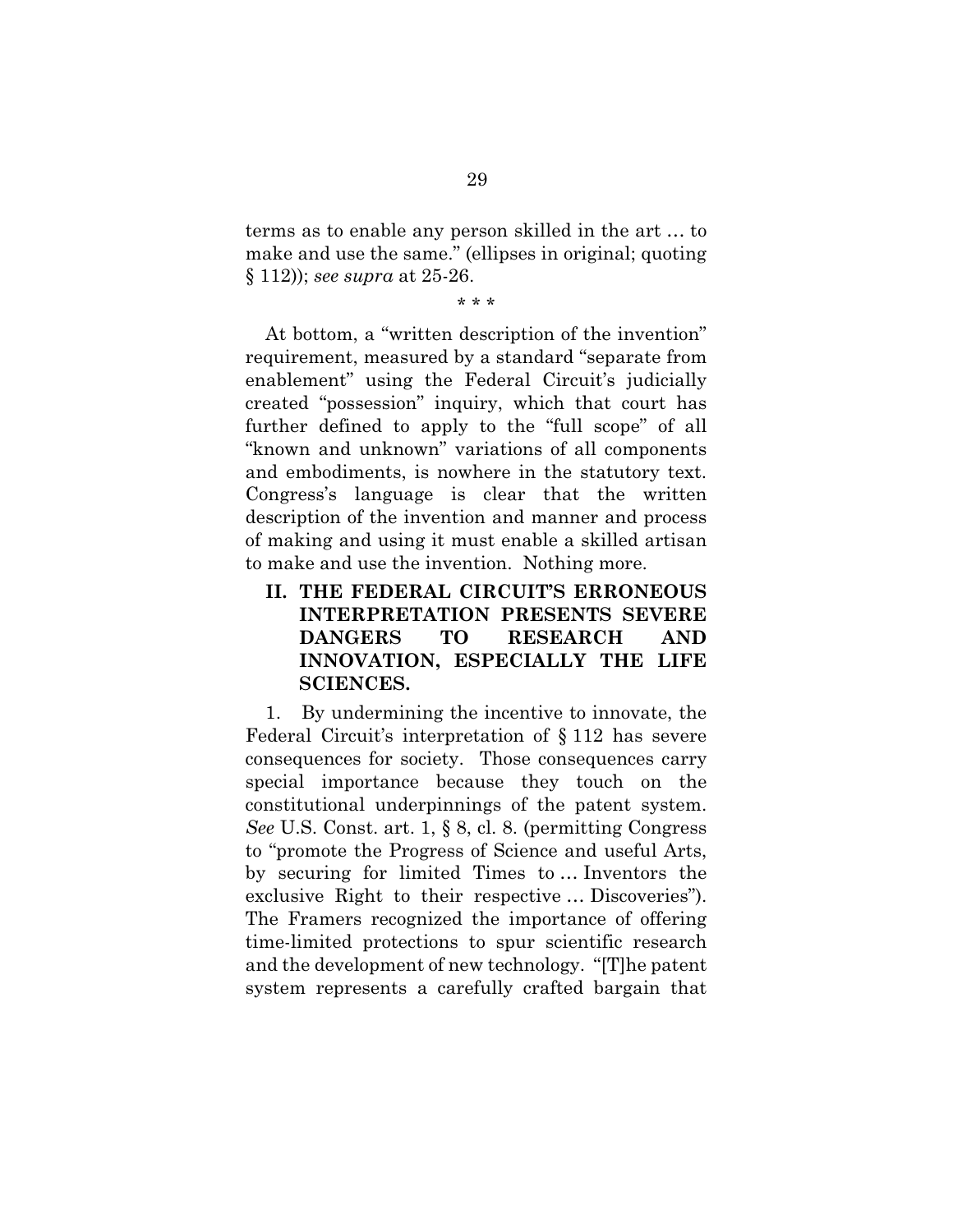terms as to enable any person skilled in the art … to make and use the same." (ellipses in original; quoting § 112)); *see supra* at 25-26.

\* \* \*

At bottom, a "written description of the invention" requirement, measured by a standard "separate from enablement" using the Federal Circuit's judicially created "possession" inquiry, which that court has further defined to apply to the "full scope" of all "known and unknown" variations of all components and embodiments, is nowhere in the statutory text. Congress's language is clear that the written description of the invention and manner and process of making and using it must enable a skilled artisan to make and use the invention. Nothing more.

## II. THE FEDERAL CIRCUIT'S ERRONEOUS INTERPRETATION PRESENTS SEVERE DANGERS TO RESEARCH AND INNOVATION, ESPECIALLY THE LIFE SCIENCES.

1. By undermining the incentive to innovate, the Federal Circuit's interpretation of § 112 has severe consequences for society. Those consequences carry special importance because they touch on the constitutional underpinnings of the patent system. *See* U.S. Const. art. 1, § 8, cl. 8. (permitting Congress to "promote the Progress of Science and useful Arts, by securing for limited Times to … Inventors the exclusive Right to their respective … Discoveries"). The Framers recognized the importance of offering time-limited protections to spur scientific research and the development of new technology. "[T]he patent system represents a carefully crafted bargain that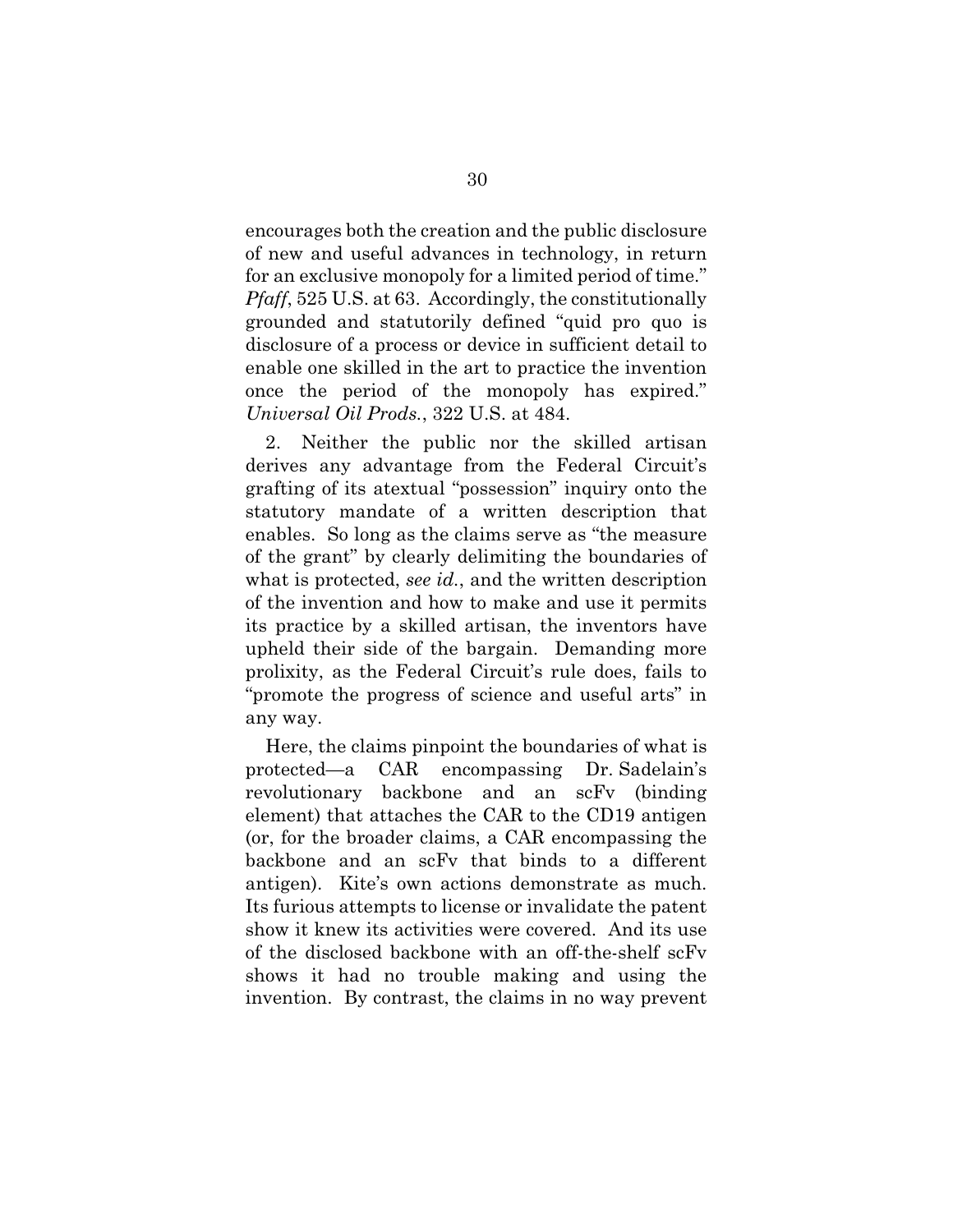encourages both the creation and the public disclosure of new and useful advances in technology, in return for an exclusive monopoly for a limited period of time." *Pfaff*, 525 U.S. at 63. Accordingly, the constitutionally grounded and statutorily defined "quid pro quo is disclosure of a process or device in sufficient detail to enable one skilled in the art to practice the invention once the period of the monopoly has expired." *Universal Oil Prods.*, 322 U.S. at 484.

2. Neither the public nor the skilled artisan derives any advantage from the Federal Circuit's grafting of its atextual "possession" inquiry onto the statutory mandate of a written description that enables. So long as the claims serve as "the measure of the grant" by clearly delimiting the boundaries of what is protected, *see id.*, and the written description of the invention and how to make and use it permits its practice by a skilled artisan, the inventors have upheld their side of the bargain. Demanding more prolixity, as the Federal Circuit's rule does, fails to "promote the progress of science and useful arts" in any way.

Here, the claims pinpoint the boundaries of what is protected—a CAR encompassing Dr. Sadelain's revolutionary backbone and an scFv (binding element) that attaches the CAR to the CD19 antigen (or, for the broader claims, a CAR encompassing the backbone and an scFv that binds to a different antigen). Kite's own actions demonstrate as much. Its furious attempts to license or invalidate the patent show it knew its activities were covered. And its use of the disclosed backbone with an off-the-shelf scFv shows it had no trouble making and using the invention. By contrast, the claims in no way prevent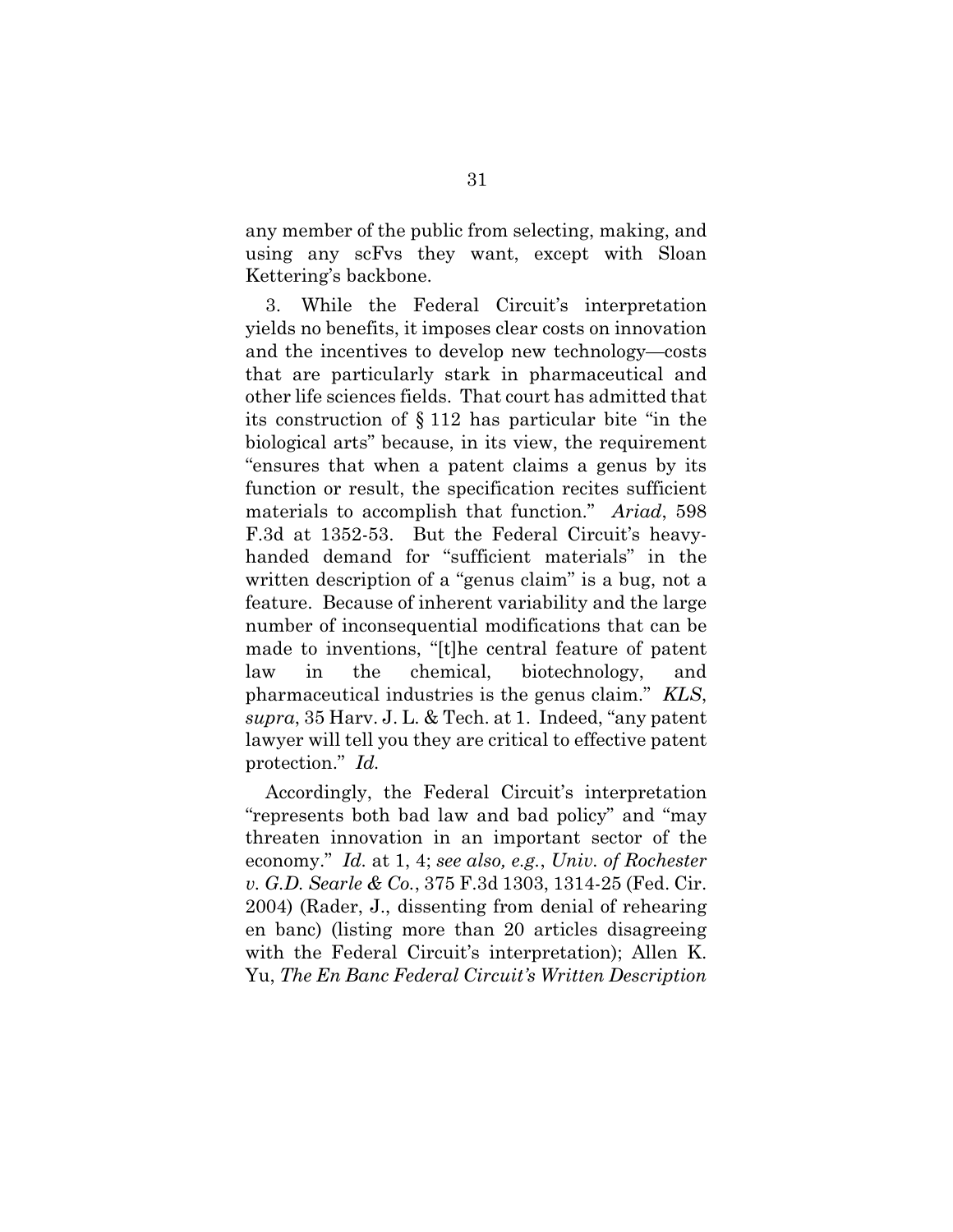any member of the public from selecting, making, and using any scFvs they want, except with Sloan Kettering's backbone.

3. While the Federal Circuit's interpretation yields no benefits, it imposes clear costs on innovation and the incentives to develop new technology—costs that are particularly stark in pharmaceutical and other life sciences fields. That court has admitted that its construction of § 112 has particular bite "in the biological arts" because, in its view, the requirement "ensures that when a patent claims a genus by its function or result, the specification recites sufficient materials to accomplish that function." *Ariad*, 598 F.3d at 1352-53. But the Federal Circuit's heavy-handed demand for "sufficient materials" in the written description of a "genus claim" is a bug, not a feature. Because of inherent variability and the large number of inconsequential modifications that can be made to inventions, "[t]he central feature of patent law in the chemical, biotechnology, and pharmaceutical industries is the genus claim." *KLS*, *supra*, 35 Harv. J. L. & Tech. at 1. Indeed, "any patent lawyer will tell you they are critical to effective patent protection." *Id.*

Accordingly, the Federal Circuit's interpretation "represents both bad law and bad policy" and "may threaten innovation in an important sector of the economy." *Id.* at 1, 4; *see also, e.g.*, *Univ. of Rochester v. G.D. Searle & Co.*, 375 F.3d 1303, 1314-25 (Fed. Cir. 2004) (Rader, J., dissenting from denial of rehearing en banc) (listing more than 20 articles disagreeing with the Federal Circuit's interpretation); Allen K. Yu, *The En Banc Federal Circuit's Written Description*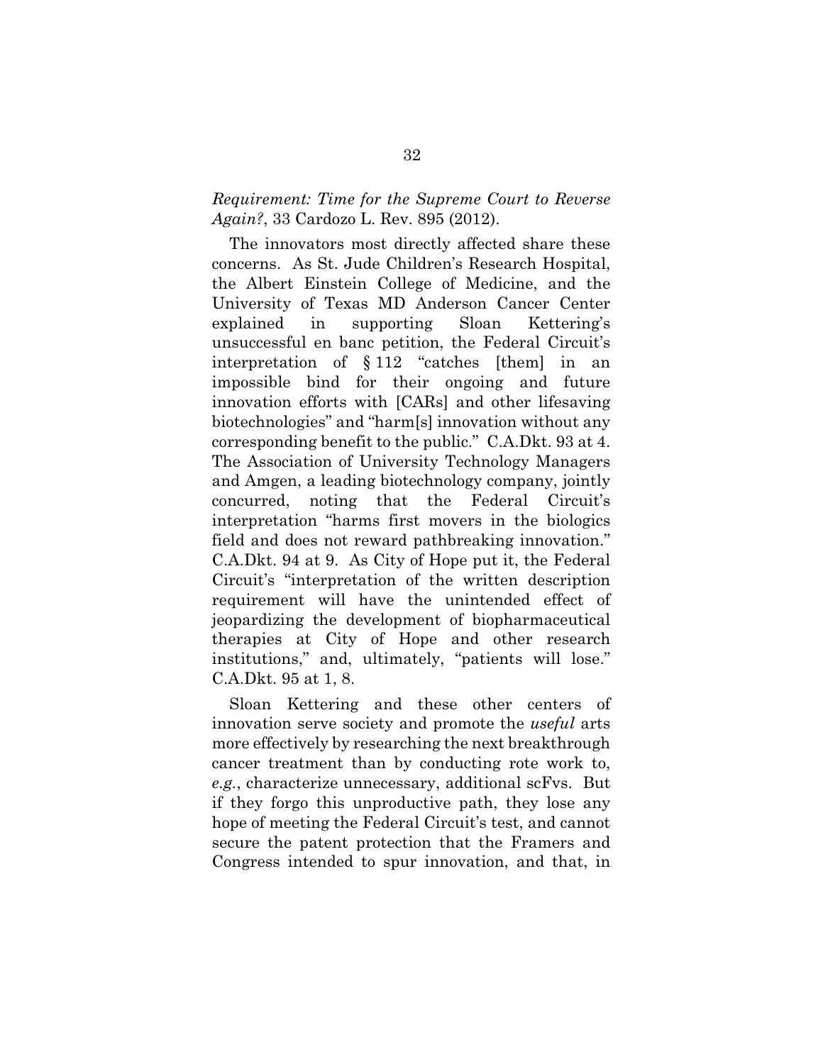*Requirement: Time for the Supreme Court to Reverse Again?*, 33 Cardozo L. Rev. 895 (2012).

The innovators most directly affected share these concerns. As St. Jude Children's Research Hospital, the Albert Einstein College of Medicine, and the University of Texas MD Anderson Cancer Center explained in supporting Sloan Kettering's unsuccessful en banc petition, the Federal Circuit's interpretation of § 112 "catches [them] in an impossible bind for their ongoing and future innovation efforts with [CARs] and other lifesaving biotechnologies" and "harm[s] innovation without any corresponding benefit to the public." C.A.Dkt. 93 at 4. The Association of University Technology Managers and Amgen, a leading biotechnology company, jointly concurred, noting that the Federal Circuit's interpretation "harms first movers in the biologics field and does not reward pathbreaking innovation." C.A.Dkt. 94 at 9. As City of Hope put it, the Federal Circuit's "interpretation of the written description requirement will have the unintended effect of jeopardizing the development of biopharmaceutical therapies at City of Hope and other research institutions," and, ultimately, "patients will lose." C.A.Dkt. 95 at 1, 8.

Sloan Kettering and these other centers of innovation serve society and promote the *useful* arts more effectively by researching the next breakthrough cancer treatment than by conducting rote work to, *e.g.*, characterize unnecessary, additional scFvs. But if they forgo this unproductive path, they lose any hope of meeting the Federal Circuit's test, and cannot secure the patent protection that the Framers and Congress intended to spur innovation, and that, in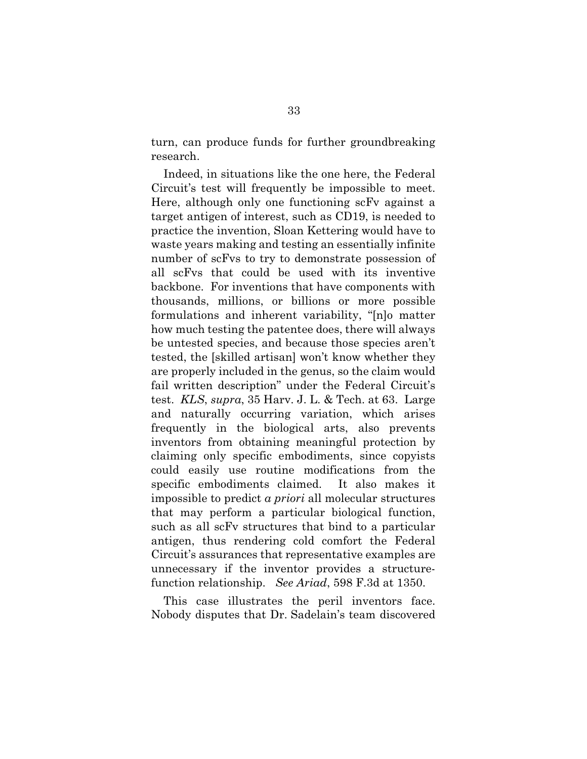turn, can produce funds for further groundbreaking research.

Indeed, in situations like the one here, the Federal Circuit's test will frequently be impossible to meet. Here, although only one functioning scFv against a target antigen of interest, such as CD19, is needed to practice the invention, Sloan Kettering would have to waste years making and testing an essentially infinite number of scFvs to try to demonstrate possession of all scFvs that could be used with its inventive backbone. For inventions that have components with thousands, millions, or billions or more possible formulations and inherent variability, "[n]o matter how much testing the patentee does, there will always be untested species, and because those species aren't tested, the [skilled artisan] won't know whether they are properly included in the genus, so the claim would fail written description" under the Federal Circuit's test. *KLS*, *supra*, 35 Harv. J. L. & Tech. at 63. Large and naturally occurring variation, which arises frequently in the biological arts, also prevents inventors from obtaining meaningful protection by claiming only specific embodiments, since copyists could easily use routine modifications from the specific embodiments claimed. It also makes it impossible to predict *a priori* all molecular structures that may perform a particular biological function, such as all scFv structures that bind to a particular antigen, thus rendering cold comfort the Federal Circuit's assurances that representative examples are unnecessary if the inventor provides a structure-function relationship. *See Ariad*, 598 F.3d at 1350.

This case illustrates the peril inventors face. Nobody disputes that Dr. Sadelain's team discovered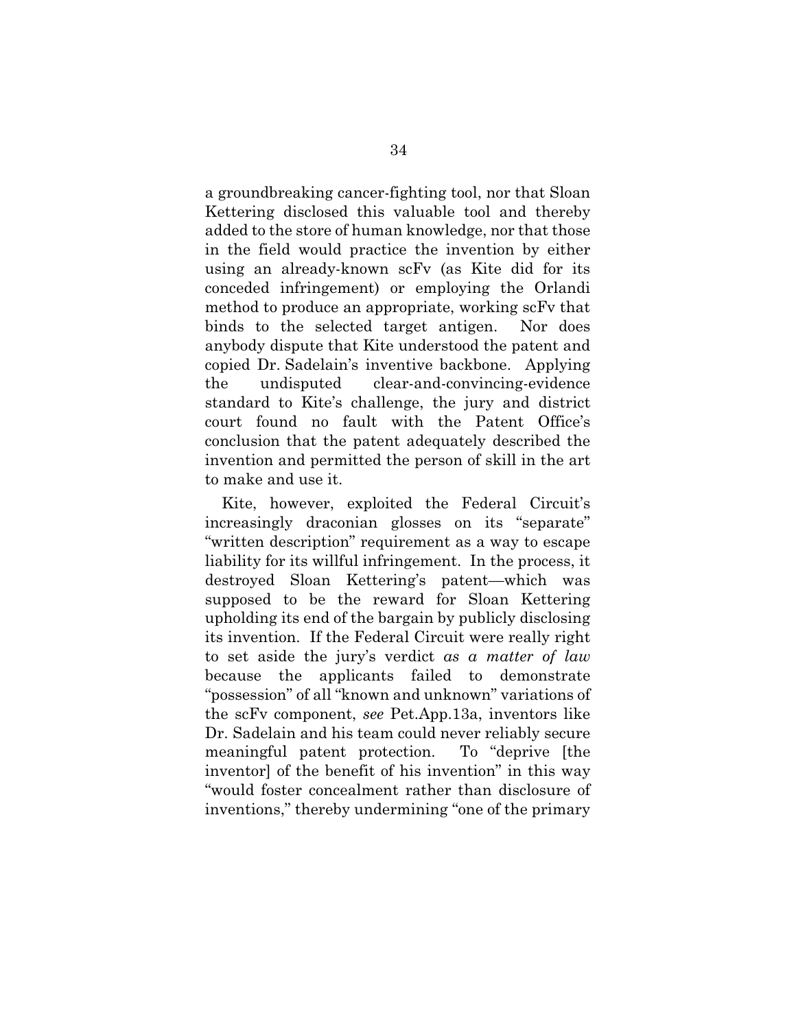a groundbreaking cancer-fighting tool, nor that Sloan Kettering disclosed this valuable tool and thereby added to the store of human knowledge, nor that those in the field would practice the invention by either using an already-known scFv (as Kite did for its conceded infringement) or employing the Orlandi method to produce an appropriate, working scFv that binds to the selected target antigen. Nor does anybody dispute that Kite understood the patent and copied Dr. Sadelain's inventive backbone. Applying the undisputed clear-and-convincing-evidence standard to Kite's challenge, the jury and district court found no fault with the Patent Office's conclusion that the patent adequately described the invention and permitted the person of skill in the art to make and use it.

Kite, however, exploited the Federal Circuit's increasingly draconian glosses on its "separate" "written description" requirement as a way to escape liability for its willful infringement. In the process, it destroyed Sloan Kettering's patent—which was supposed to be the reward for Sloan Kettering upholding its end of the bargain by publicly disclosing its invention. If the Federal Circuit were really right to set aside the jury's verdict *as a matter of law* because the applicants failed to demonstrate "possession" of all "known and unknown" variations of the scFv component, *see* Pet.App.13a, inventors like Dr. Sadelain and his team could never reliably secure meaningful patent protection. To "deprive [the inventor] of the benefit of his invention" in this way "would foster concealment rather than disclosure of inventions," thereby undermining "one of the primary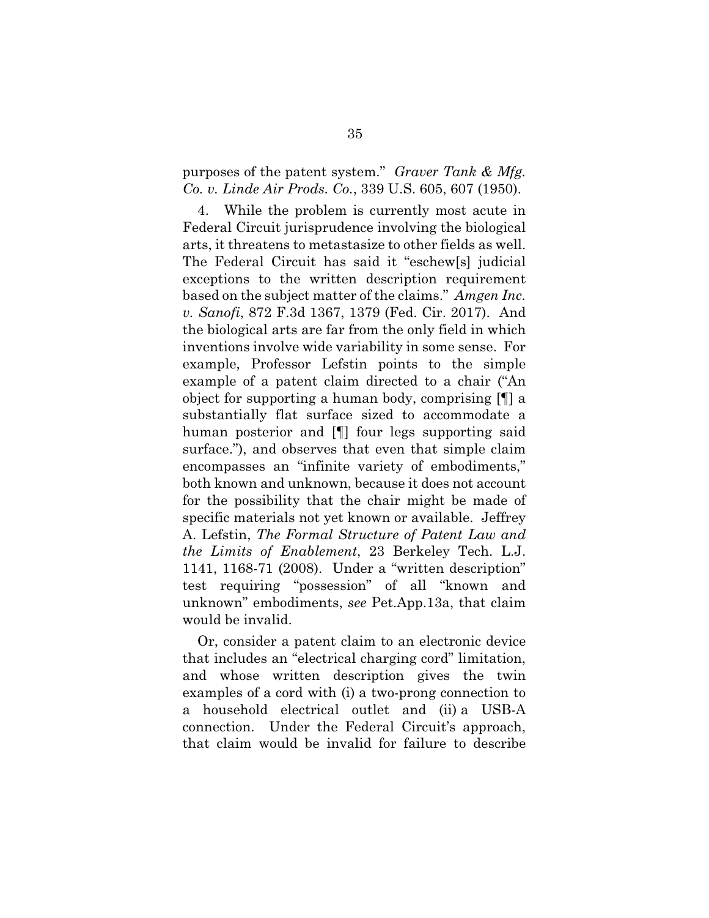purposes of the patent system." *Graver Tank & Mfg. Co. v. Linde Air Prods. Co.*, 339 U.S. 605, 607 (1950).

4. While the problem is currently most acute in Federal Circuit jurisprudence involving the biological arts, it threatens to metastasize to other fields as well. The Federal Circuit has said it "eschew[s] judicial exceptions to the written description requirement based on the subject matter of the claims." *Amgen Inc. v. Sanofi*, 872 F.3d 1367, 1379 (Fed. Cir. 2017). And the biological arts are far from the only field in which inventions involve wide variability in some sense. For example, Professor Lefstin points to the simple example of a patent claim directed to a chair ("An object for supporting a human body, comprising [¶] a substantially flat surface sized to accommodate a human posterior and [¶] four legs supporting said surface."), and observes that even that simple claim encompasses an "infinite variety of embodiments," both known and unknown, because it does not account for the possibility that the chair might be made of specific materials not yet known or available. Jeffrey A. Lefstin, *The Formal Structure of Patent Law and the Limits of Enablement*, 23 Berkeley Tech. L.J. 1141, 1168-71 (2008). Under a "written description" test requiring "possession" of all "known and unknown" embodiments, *see* Pet.App.13a, that claim would be invalid.

Or, consider a patent claim to an electronic device that includes an "electrical charging cord" limitation, and whose written description gives the twin examples of a cord with (i) a two-prong connection to a household electrical outlet and (ii) a USB-A connection. Under the Federal Circuit's approach, that claim would be invalid for failure to describe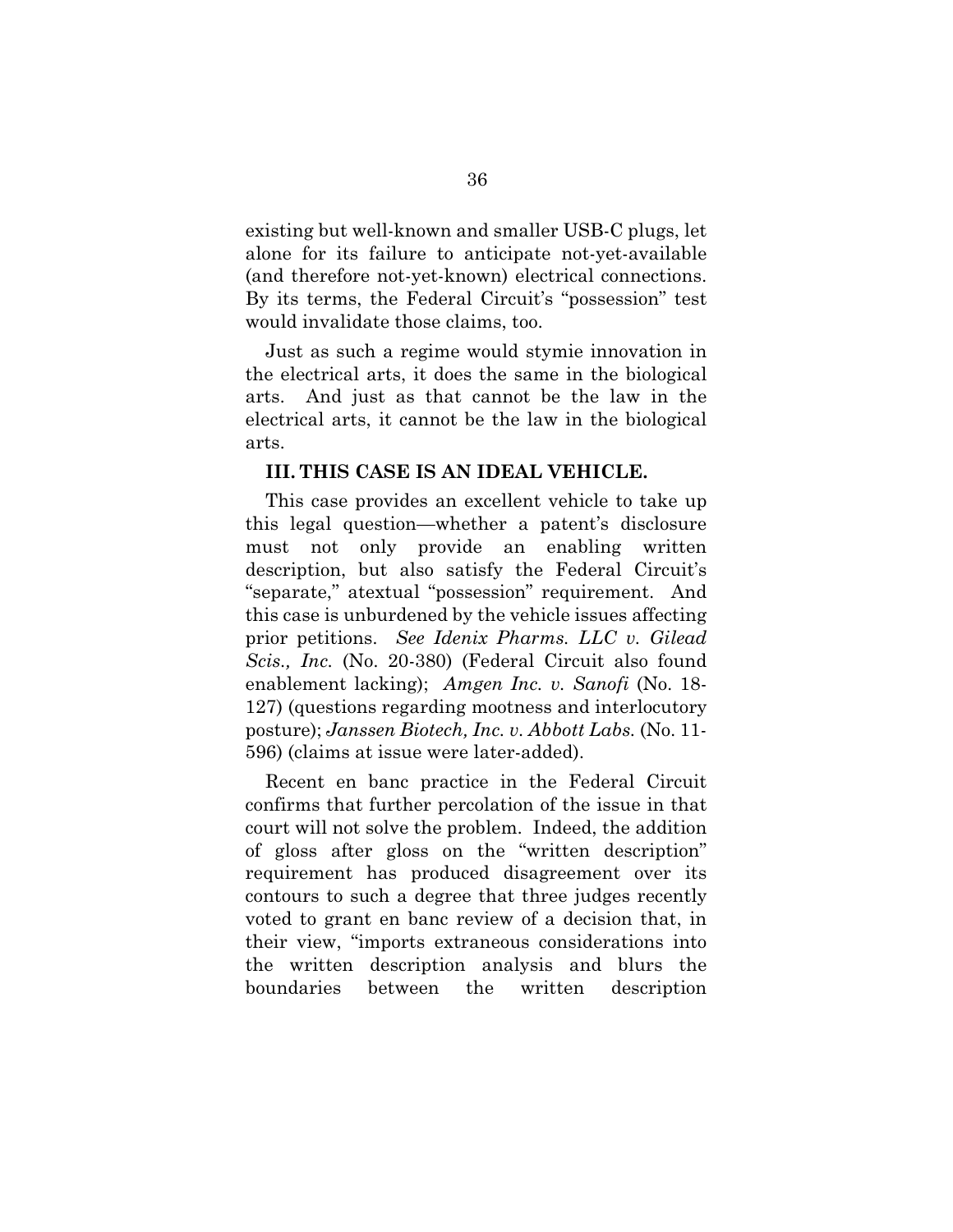existing but well-known and smaller USB-C plugs, let alone for its failure to anticipate not-yet-available (and therefore not-yet-known) electrical connections. By its terms, the Federal Circuit's "possession" test would invalidate those claims, too.

Just as such a regime would stymie innovation in the electrical arts, it does the same in the biological arts. And just as that cannot be the law in the electrical arts, it cannot be the law in the biological arts.

## III. THIS CASE IS AN IDEAL VEHICLE.

This case provides an excellent vehicle to take up this legal question—whether a patent's disclosure must not only provide an enabling written description, but also satisfy the Federal Circuit's "separate," atextual "possession" requirement. And this case is unburdened by the vehicle issues affecting prior petitions. *See Idenix Pharms. LLC v. Gilead Scis., Inc.* (No. 20-380) (Federal Circuit also found enablement lacking); *Amgen Inc. v. Sanofi* (No. 18-127) (questions regarding mootness and interlocutory posture); *Janssen Biotech, Inc. v. Abbott Labs.* (No. 11-596) (claims at issue were later-added).

Recent en banc practice in the Federal Circuit confirms that further percolation of the issue in that court will not solve the problem. Indeed, the addition of gloss after gloss on the "written description" requirement has produced disagreement over its contours to such a degree that three judges recently voted to grant en banc review of a decision that, in their view, "imports extraneous considerations into the written description analysis and blurs the boundaries between the written description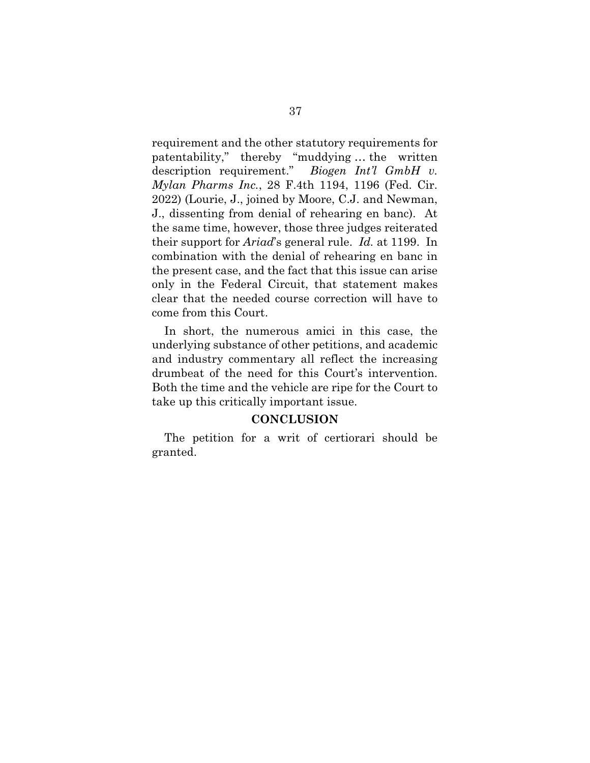requirement and the other statutory requirements for patentability," thereby "muddying … the written description requirement." *Biogen Int'l GmbH v. Mylan Pharms Inc.*, 28 F.4th 1194, 1196 (Fed. Cir. 2022) (Lourie, J., joined by Moore, C.J. and Newman, J., dissenting from denial of rehearing en banc). At the same time, however, those three judges reiterated their support for *Ariad*'s general rule. *Id.* at 1199. In combination with the denial of rehearing en banc in the present case, and the fact that this issue can arise only in the Federal Circuit, that statement makes clear that the needed course correction will have to come from this Court.

In short, the numerous amici in this case, the underlying substance of other petitions, and academic and industry commentary all reflect the increasing drumbeat of the need for this Court's intervention. Both the time and the vehicle are ripe for the Court to take up this critically important issue.

## CONCLUSION

The petition for a writ of certiorari should be granted.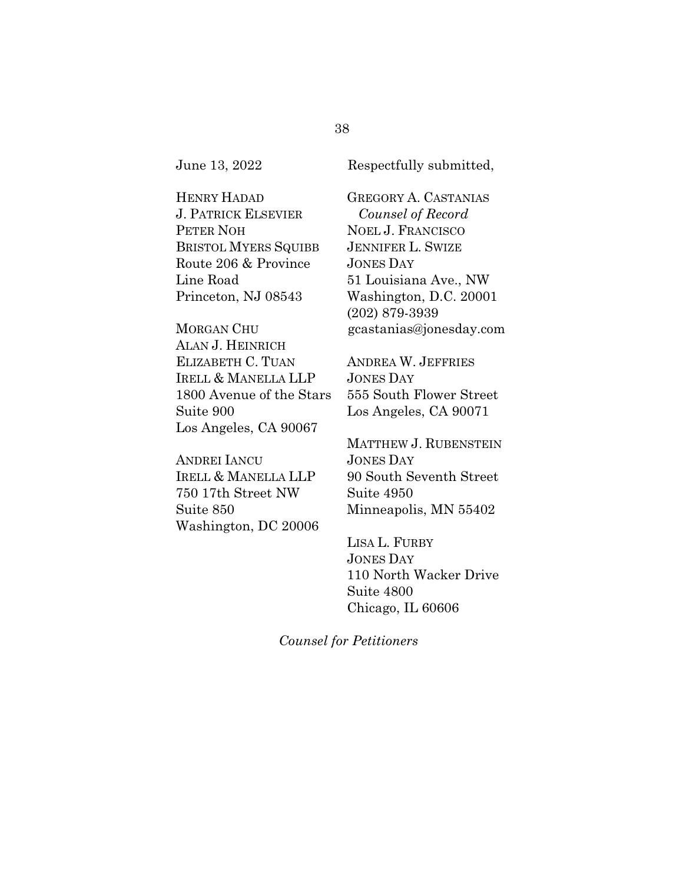June 13, 2022

Respectfully submitted,

GREGORY A. CASTANIAS
*Counsel of Record*
NOEL J. FRANCISCO
JENNIFER L. SWIZE
JONES DAY
51 Louisiana Ave., NW
Washington, D.C. 20001
(202) 879-3939
gcastanias@jonesday.com

ANDREA W. JEFFRIES
JONES DAY
555 South Flower Street
Los Angeles, CA 90071

MATTHEW J. RUBENSTEIN
JONES DAY
90 South Seventh Street
Suite 4950
Minneapolis, MN 55402

LISA L. FURBY
JONES DAY
110 North Wacker Drive
Suite 4800
Chicago, IL 60606

HENRY HADAD
J. PATRICK ELSEVIER
PETER NOH
BRISTOL MYERS SQUIBB
Route 206 & Province
Line Road
Princeton, NJ 08543

MORGAN CHU
ALAN J. HEINRICH
ELIZABETH C. TUAN
IRELL & MANELLA LLP
1800 Avenue of the Stars
Suite 900
Los Angeles, CA 90067

ANDREI IANCU
IRELL & MANELLA LLP
750 17th Street NW
Suite 850
Washington, DC 20006

*Counsel for Petitioners*